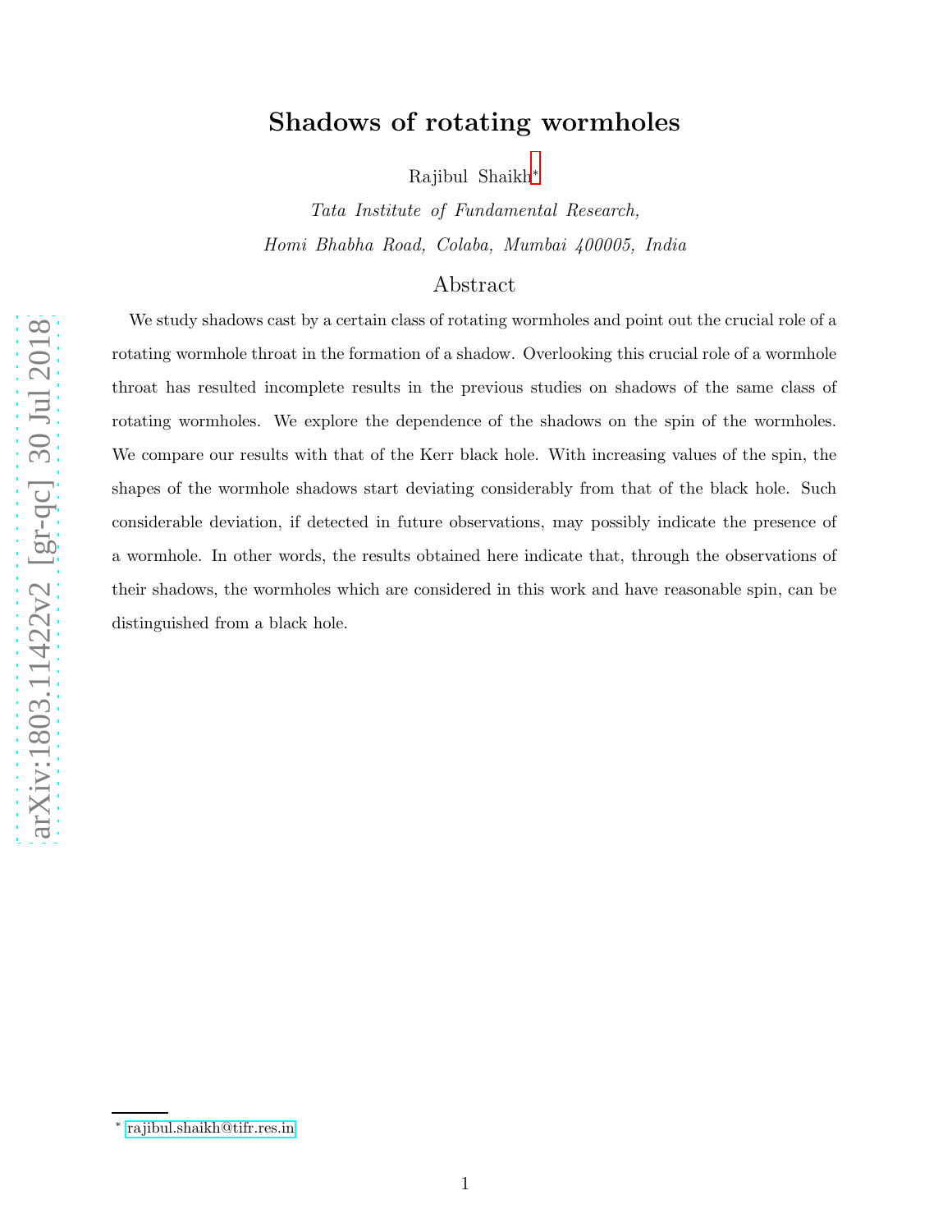# Shadows of rotating wormholes

Rajibul Shaikh*

*Tata Institute of Fundamental Research,*
*Homi Bhabha Road, Colaba, Mumbai 400005, India*

## Abstract

We study shadows cast by a certain class of rotating wormholes and point out the crucial role of a rotating wormhole throat in the formation of a shadow. Overlooking this crucial role of a wormhole throat has resulted incomplete results in the previous studies on shadows of the same class of rotating wormholes. We explore the dependence of the shadows on the spin of the wormholes. We compare our results with that of the Kerr black hole. With increasing values of the spin, the shapes of the wormhole shadows start deviating considerably from that of the black hole. Such considerable deviation, if detected in future observations, may possibly indicate the presence of a wormhole. In other words, the results obtained here indicate that, through the observations of their shadows, the wormholes which are considered in this work and have reasonable spin, can be distinguished from a black hole.

* rajibul.shaikh@tifr.res.in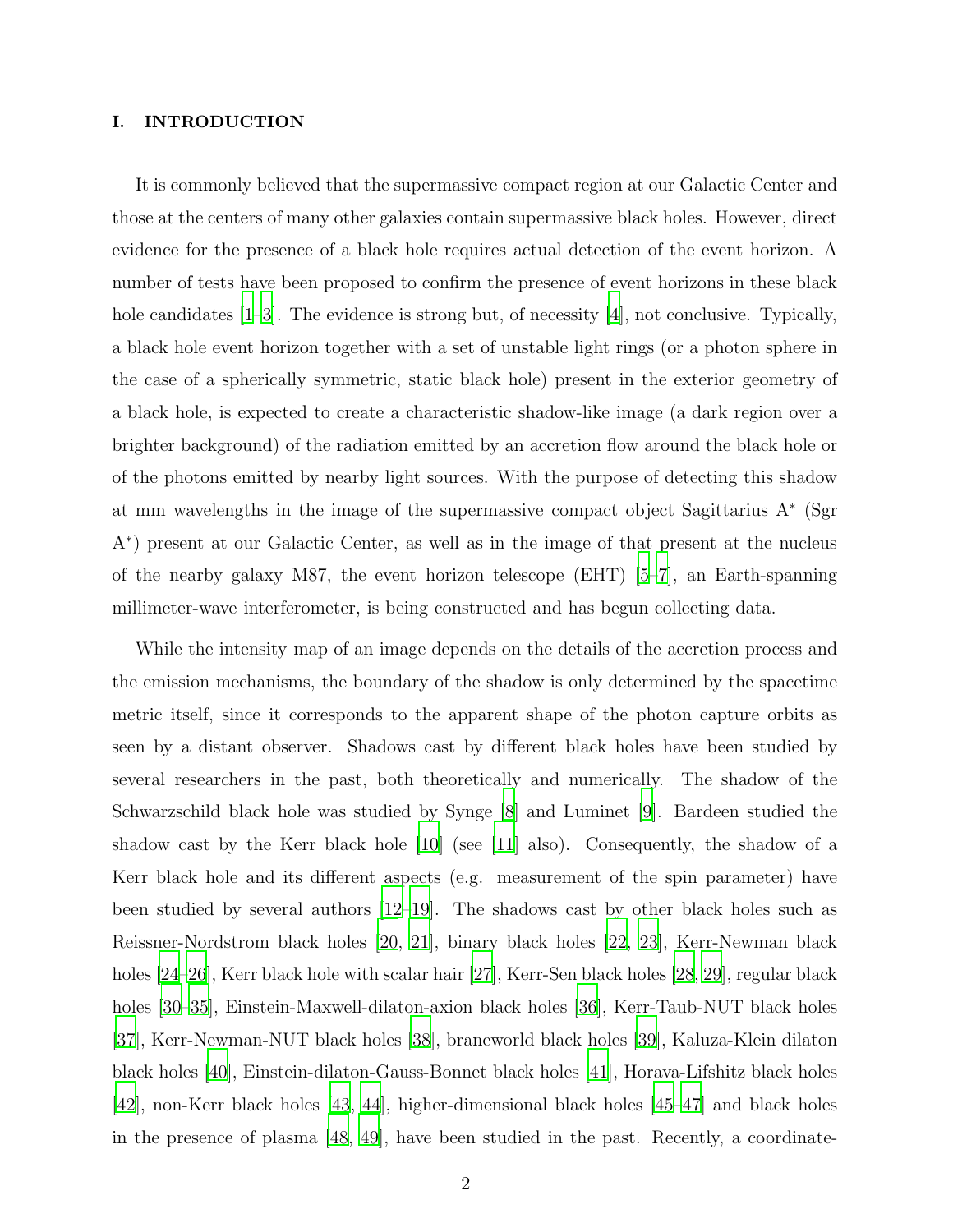## I. INTRODUCTION

It is commonly believed that the supermassive compact region at our Galactic Center and those at the centers of many other galaxies contain supermassive black holes. However, direct evidence for the presence of a black hole requires actual detection of the event horizon. A number of tests have been proposed to confirm the presence of event horizons in these black hole candidates [1–3]. The evidence is strong but, of necessity [4], not conclusive. Typically, a black hole event horizon together with a set of unstable light rings (or a photon sphere in the case of a spherically symmetric, static black hole) present in the exterior geometry of a black hole, is expected to create a characteristic shadow-like image (a dark region over a brighter background) of the radiation emitted by an accretion flow around the black hole or of the photons emitted by nearby light sources. With the purpose of detecting this shadow at mm wavelengths in the image of the supermassive compact object Sagittarius A$^*$ (Sgr A$^*$) present at our Galactic Center, as well as in the image of that present at the nucleus of the nearby galaxy M87, the event horizon telescope (EHT) [5–7], an Earth-spanning millimeter-wave interferometer, is being constructed and has begun collecting data.

While the intensity map of an image depends on the details of the accretion process and the emission mechanisms, the boundary of the shadow is only determined by the spacetime metric itself, since it corresponds to the apparent shape of the photon capture orbits as seen by a distant observer. Shadows cast by different black holes have been studied by several researchers in the past, both theoretically and numerically. The shadow of the Schwarzschild black hole was studied by Synge [8] and Luminet [9]. Bardeen studied the shadow cast by the Kerr black hole [10] (see [11] also). Consequently, the shadow of a Kerr black hole and its different aspects (e.g. measurement of the spin parameter) have been studied by several authors [12–19]. The shadows cast by other black holes such as Reissner-Nordstrom black holes [20, 21], binary black holes [22, 23], Kerr-Newman black holes [24–26], Kerr black hole with scalar hair [27], Kerr-Sen black holes [28, 29], regular black holes [30–35], Einstein-Maxwell-dilaton-axion black holes [36], Kerr-Taub-NUT black holes [37], Kerr-Newman-NUT black holes [38], braneworld black holes [39], Kaluza-Klein dilaton black holes [40], Einstein-dilaton-Gauss-Bonnet black holes [41], Horava-Lifshitz black holes [42], non-Kerr black holes [43, 44], higher-dimensional black holes [45–47] and black holes in the presence of plasma [48, 49], have been studied in the past. Recently, a coordinate-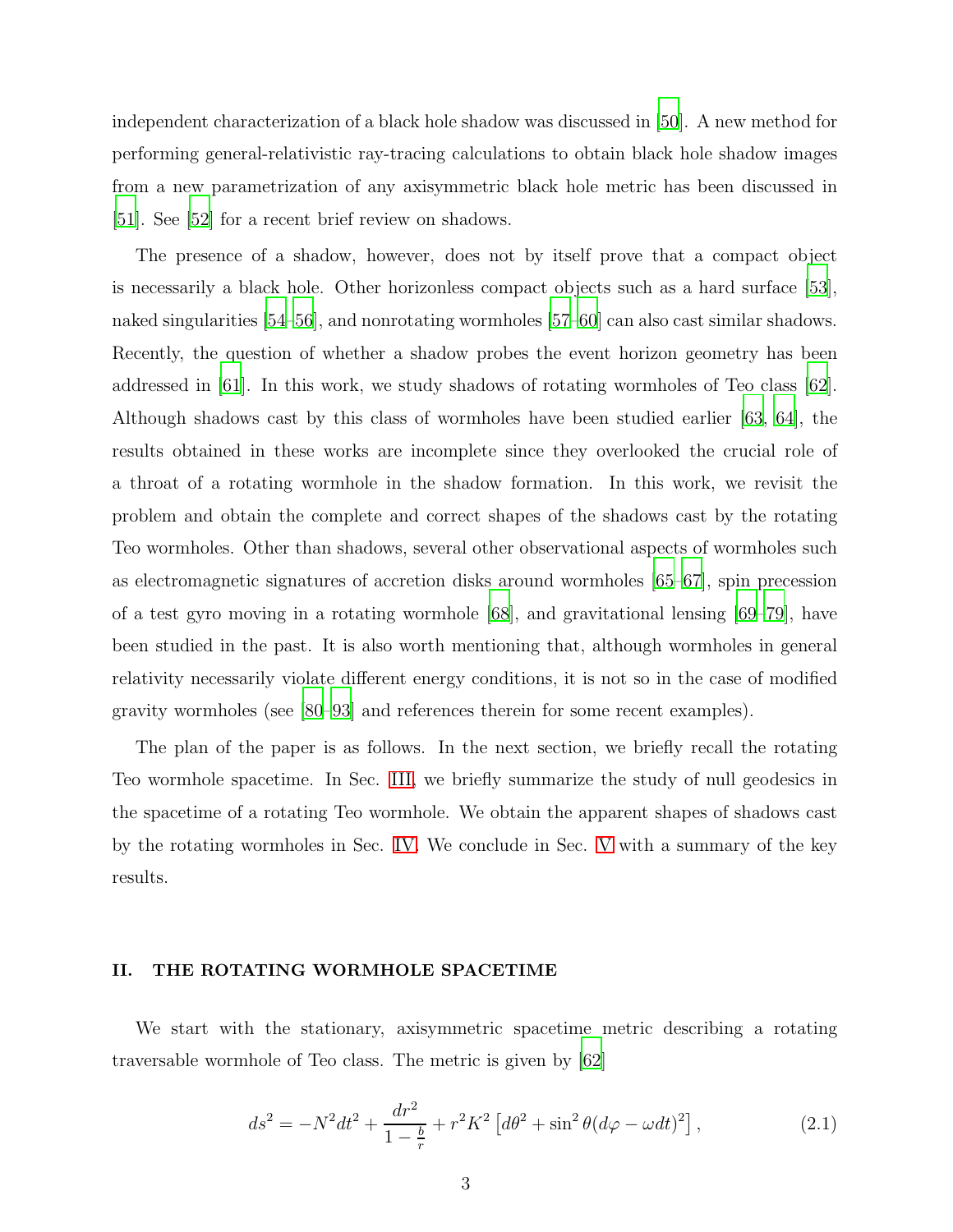independent characterization of a black hole shadow was discussed in [50]. A new method for performing general-relativistic ray-tracing calculations to obtain black hole shadow images from a new parametrization of any axisymmetric black hole metric has been discussed in [51]. See [52] for a recent brief review on shadows.

The presence of a shadow, however, does not by itself prove that a compact object is necessarily a black hole. Other horizonless compact objects such as a hard surface [53], naked singularities [54–56], and nonrotating wormholes [57–60] can also cast similar shadows. Recently, the question of whether a shadow probes the event horizon geometry has been addressed in [61]. In this work, we study shadows of rotating wormholes of Teo class [62]. Although shadows cast by this class of wormholes have been studied earlier [63, 64], the results obtained in these works are incomplete since they overlooked the crucial role of a throat of a rotating wormhole in the shadow formation. In this work, we revisit the problem and obtain the complete and correct shapes of the shadows cast by the rotating Teo wormholes. Other than shadows, several other observational aspects of wormholes such as electromagnetic signatures of accretion disks around wormholes [65–67], spin precession of a test gyro moving in a rotating wormhole [68], and gravitational lensing [69–79], have been studied in the past. It is also worth mentioning that, although wormholes in general relativity necessarily violate different energy conditions, it is not so in the case of modified gravity wormholes (see [80–93] and references therein for some recent examples).

The plan of the paper is as follows. In the next section, we briefly recall the rotating Teo wormhole spacetime. In Sec. III, we briefly summarize the study of null geodesics in the spacetime of a rotating Teo wormhole. We obtain the apparent shapes of shadows cast by the rotating wormholes in Sec. IV. We conclude in Sec. V with a summary of the key results.

## II. THE ROTATING WORMHOLE SPACETIME

We start with the stationary, axisymmetric spacetime metric describing a rotating traversable wormhole of Teo class. The metric is given by [62]

$$ds^2 = -N^2 dt^2 + \frac{dr^2}{1 - \frac{b}{r}} + r^2 K^2 \left[ d\theta^2 + \sin^2\theta (d\varphi - \omega dt)^2 \right], \tag{2.1}$$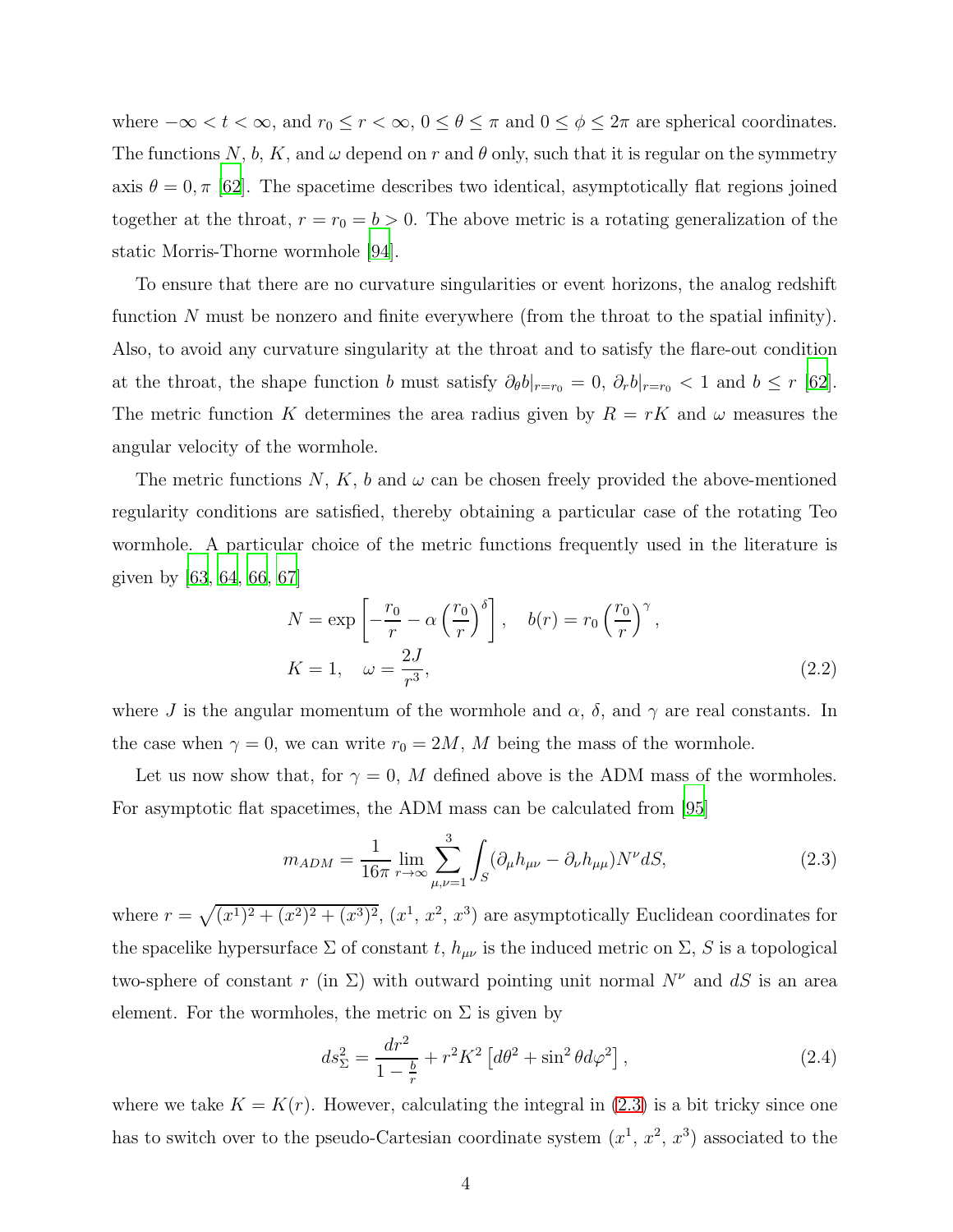where $-\infty < t < \infty$, and $r_0 \leq r < \infty$, $0 \leq \theta \leq \pi$ and $0 \leq \phi \leq 2\pi$ are spherical coordinates. The functions $N$, $b$, $K$, and $\omega$ depend on $r$ and $\theta$ only, such that it is regular on the symmetry axis $\theta = 0, \pi$ [62]. The spacetime describes two identical, asymptotically flat regions joined together at the throat, $r = r_0 = b > 0$. The above metric is a rotating generalization of the static Morris-Thorne wormhole [94].

To ensure that there are no curvature singularities or event horizons, the analog redshift function $N$ must be nonzero and finite everywhere (from the throat to the spatial infinity). Also, to avoid any curvature singularity at the throat and to satisfy the flare-out condition at the throat, the shape function $b$ must satisfy $\partial_\theta b|_{r=r_0} = 0$, $\partial_r b|_{r=r_0} < 1$ and $b \leq r$ [62]. The metric function $K$ determines the area radius given by $R = rK$ and $\omega$ measures the angular velocity of the wormhole.

The metric functions $N$, $K$, $b$ and $\omega$ can be chosen freely provided the above-mentioned regularity conditions are satisfied, thereby obtaining a particular case of the rotating Teo wormhole. A particular choice of the metric functions frequently used in the literature is given by [63, 64, 66, 67]

$$
\begin{aligned}
N &= \exp\left[-\frac{r_0}{r} - \alpha\left(\frac{r_0}{r}\right)^{\delta}\right], \quad b(r) = r_0\left(\frac{r_0}{r}\right)^{\gamma}, \\
K &= 1, \quad \omega = \frac{2J}{r^3},
\end{aligned}
\tag{2.2}
$$

where $J$ is the angular momentum of the wormhole and $\alpha$, $\delta$, and $\gamma$ are real constants. In the case when $\gamma = 0$, we can write $r_0 = 2M$, $M$ being the mass of the wormhole.

Let us now show that, for $\gamma = 0$, $M$ defined above is the ADM mass of the wormholes. For asymptotic flat spacetimes, the ADM mass can be calculated from [95]

$$
m_{ADM} = \frac{1}{16\pi} \lim_{r\to\infty} \sum_{\mu,\nu=1}^{3} \int_S (\partial_\mu h_{\mu\nu} - \partial_\nu h_{\mu\mu}) N^\nu dS,
\tag{2.3}
$$

where $r = \sqrt{(x^1)^2 + (x^2)^2 + (x^3)^2}$, ($x^1$, $x^2$, $x^3$) are asymptotically Euclidean coordinates for the spacelike hypersurface $\Sigma$ of constant $t$, $h_{\mu\nu}$ is the induced metric on $\Sigma$, $S$ is a topological two-sphere of constant $r$ (in $\Sigma$) with outward pointing unit normal $N^\nu$ and $dS$ is an area element. For the wormholes, the metric on $\Sigma$ is given by

$$
ds_\Sigma^2 = \frac{dr^2}{1 - \frac{b}{r}} + r^2 K^2 \left[d\theta^2 + \sin^2\theta d\varphi^2\right],
\tag{2.4}
$$

where we take $K = K(r)$. However, calculating the integral in (2.3) is a bit tricky since one has to switch over to the pseudo-Cartesian coordinate system ($x^1$, $x^2$, $x^3$) associated to the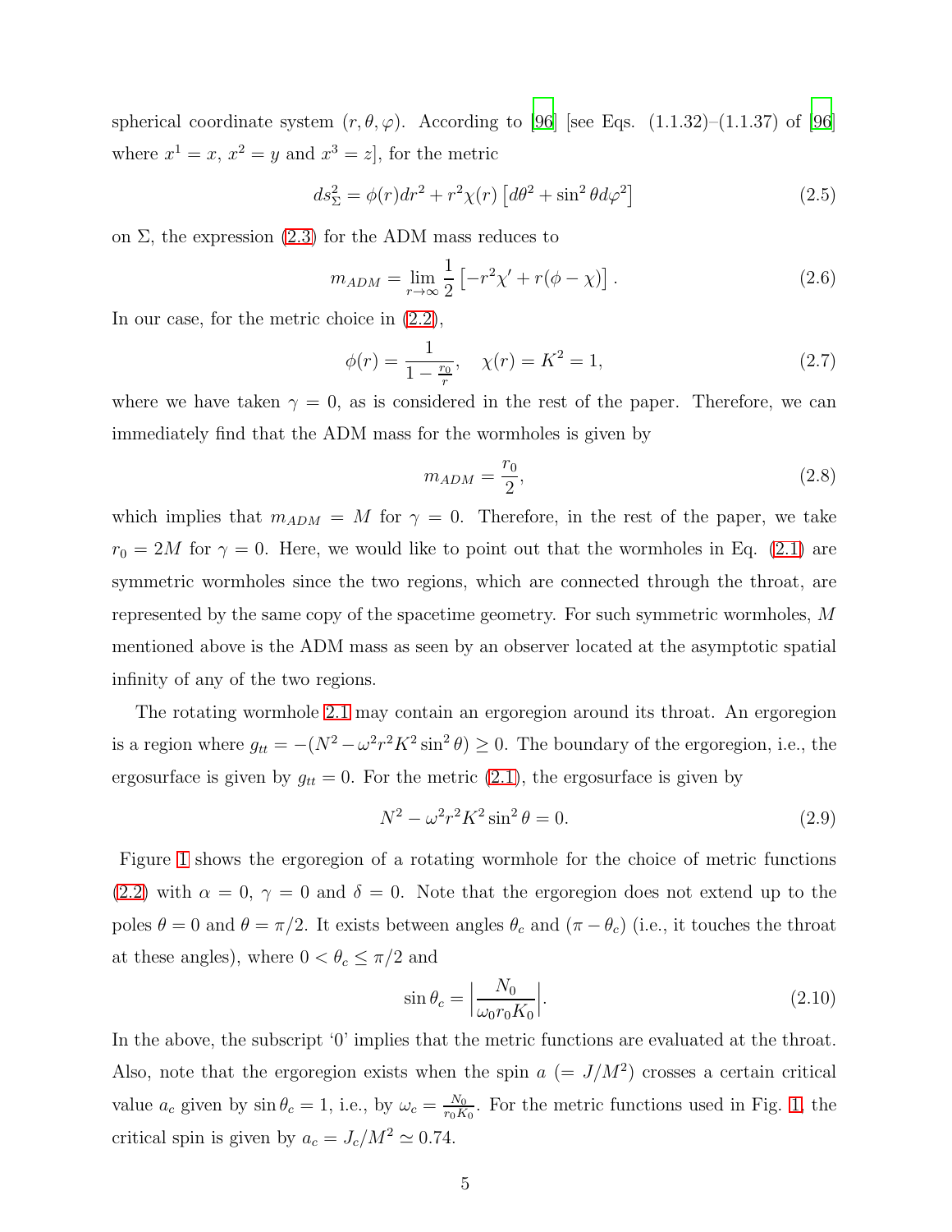spherical coordinate system $(r, \theta, \varphi)$. According to [96] [see Eqs. (1.1.32)–(1.1.37) of [96] where $x^1 = x$, $x^2 = y$ and $x^3 = z$], for the metric

$$ds_\Sigma^2 = \phi(r)dr^2 + r^2\chi(r)\left[d\theta^2 + \sin^2\theta d\varphi^2\right] \tag{2.5}$$

on $\Sigma$, the expression (2.3) for the ADM mass reduces to

$$m_{ADM} = \lim_{r\to\infty} \frac{1}{2}\left[-r^2\chi' + r(\phi - \chi)\right]. \tag{2.6}$$

In our case, for the metric choice in (2.2),

$$\phi(r) = \frac{1}{1 - \frac{r_0}{r}}, \quad \chi(r) = K^2 = 1, \tag{2.7}$$

where we have taken $\gamma = 0$, as is considered in the rest of the paper. Therefore, we can immediately find that the ADM mass for the wormholes is given by

$$m_{ADM} = \frac{r_0}{2}, \tag{2.8}$$

which implies that $m_{ADM} = M$ for $\gamma = 0$. Therefore, in the rest of the paper, we take $r_0 = 2M$ for $\gamma = 0$. Here, we would like to point out that the wormholes in Eq. (2.1) are symmetric wormholes since the two regions, which are connected through the throat, are represented by the same copy of the spacetime geometry. For such symmetric wormholes, $M$ mentioned above is the ADM mass as seen by an observer located at the asymptotic spatial infinity of any of the two regions.

The rotating wormhole 2.1 may contain an ergoregion around its throat. An ergoregion is a region where $g_{tt} = -(N^2 - \omega^2 r^2 K^2 \sin^2\theta) \geq 0$. The boundary of the ergoregion, i.e., the ergosurface is given by $g_{tt} = 0$. For the metric (2.1), the ergosurface is given by

$$N^2 - \omega^2 r^2 K^2 \sin^2\theta = 0. \tag{2.9}$$

Figure 1 shows the ergoregion of a rotating wormhole for the choice of metric functions (2.2) with $\alpha = 0$, $\gamma = 0$ and $\delta = 0$. Note that the ergoregion does not extend up to the poles $\theta = 0$ and $\theta = \pi/2$. It exists between angles $\theta_c$ and $(\pi - \theta_c)$ (i.e., it touches the throat at these angles), where $0 < \theta_c \leq \pi/2$ and

$$\sin\theta_c = \left|\frac{N_0}{\omega_0 r_0 K_0}\right|. \tag{2.10}$$

In the above, the subscript '0' implies that the metric functions are evaluated at the throat. Also, note that the ergoregion exists when the spin $a$ $(= J/M^2)$ crosses a certain critical value $a_c$ given by $\sin\theta_c = 1$, i.e., by $\omega_c = \frac{N_0}{r_0 K_0}$. For the metric functions used in Fig. 1, the critical spin is given by $a_c = J_c/M^2 \simeq 0.74$.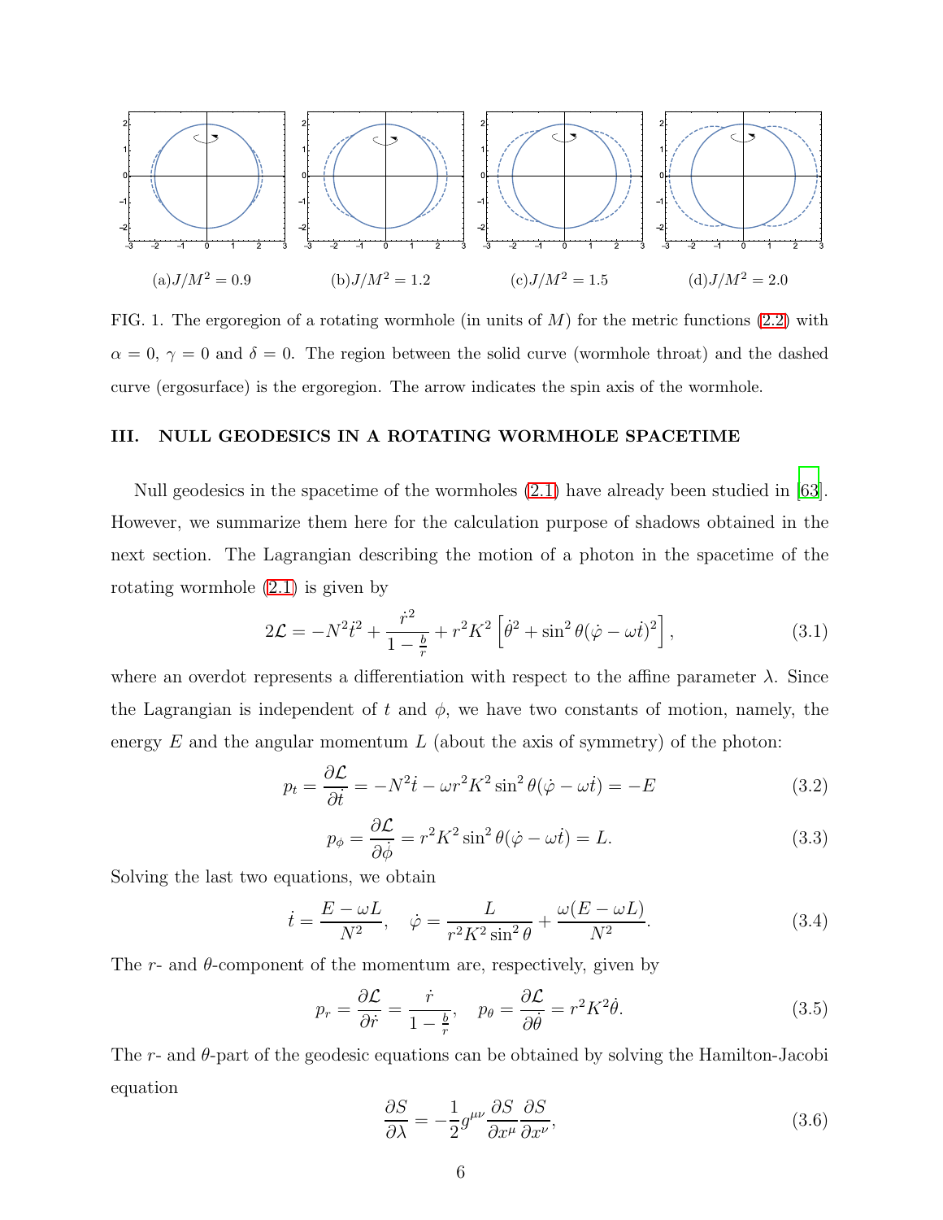(a)$J/M^2 = 0.9$ (b)$J/M^2 = 1.2$ (c)$J/M^2 = 1.5$ (d)$J/M^2 = 2.0$

FIG. 1. The ergoregion of a rotating wormhole (in units of $M$) for the metric functions (2.2) with $\alpha = 0$, $\gamma = 0$ and $\delta = 0$. The region between the solid curve (wormhole throat) and the dashed curve (ergosurface) is the ergoregion. The arrow indicates the spin axis of the wormhole.

## III. NULL GEODESICS IN A ROTATING WORMHOLE SPACETIME

Null geodesics in the spacetime of the wormholes (2.1) have already been studied in [63]. However, we summarize them here for the calculation purpose of shadows obtained in the next section. The Lagrangian describing the motion of a photon in the spacetime of the rotating wormhole (2.1) is given by

$$2\mathcal{L} = -N^2\dot{t}^2 + \frac{\dot{r}^2}{1-\frac{b}{r}} + r^2K^2\left[\dot{\theta}^2 + \sin^2\theta(\dot{\varphi} - \omega\dot{t})^2\right], \tag{3.1}$$

where an overdot represents a differentiation with respect to the affine parameter $\lambda$. Since the Lagrangian is independent of $t$ and $\phi$, we have two constants of motion, namely, the energy $E$ and the angular momentum $L$ (about the axis of symmetry) of the photon:

$$p_t = \frac{\partial \mathcal{L}}{\partial \dot{t}} = -N^2\dot{t} - \omega r^2K^2\sin^2\theta(\dot{\varphi} - \omega\dot{t}) = -E \tag{3.2}$$

$$p_\phi = \frac{\partial \mathcal{L}}{\partial \dot{\phi}} = r^2K^2\sin^2\theta(\dot{\varphi} - \omega\dot{t}) = L. \tag{3.3}$$

Solving the last two equations, we obtain

$$\dot{t} = \frac{E - \omega L}{N^2}, \quad \dot{\varphi} = \frac{L}{r^2K^2\sin^2\theta} + \frac{\omega(E - \omega L)}{N^2}. \tag{3.4}$$

The $r$- and $\theta$-component of the momentum are, respectively, given by

$$p_r = \frac{\partial \mathcal{L}}{\partial \dot{r}} = \frac{\dot{r}}{1-\frac{b}{r}}, \quad p_\theta = \frac{\partial \mathcal{L}}{\partial \dot{\theta}} = r^2K^2\dot{\theta}. \tag{3.5}$$

The $r$- and $\theta$-part of the geodesic equations can be obtained by solving the Hamilton-Jacobi equation

$$\frac{\partial S}{\partial \lambda} = -\frac{1}{2}g^{\mu\nu}\frac{\partial S}{\partial x^\mu}\frac{\partial S}{\partial x^\nu}, \tag{3.6}$$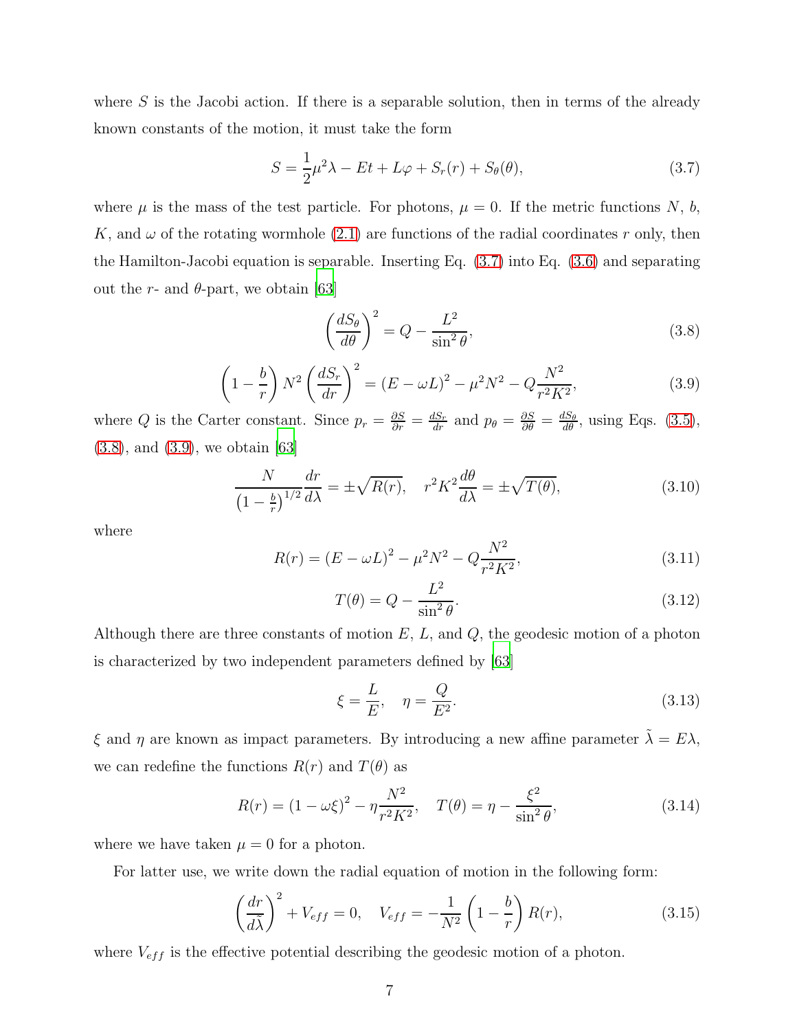where $S$ is the Jacobi action. If there is a separable solution, then in terms of the already known constants of the motion, it must take the form

$$S = \frac{1}{2}\mu^2\lambda - Et + L\varphi + S_r(r) + S_\theta(\theta), \tag{3.7}$$

where $\mu$ is the mass of the test particle. For photons, $\mu = 0$. If the metric functions $N$, $b$, $K$, and $\omega$ of the rotating wormhole (2.1) are functions of the radial coordinates $r$ only, then the Hamilton-Jacobi equation is separable. Inserting Eq. (3.7) into Eq. (3.6) and separating out the $r$- and $\theta$-part, we obtain [63]

$$\left(\frac{dS_\theta}{d\theta}\right)^2 = Q - \frac{L^2}{\sin^2\theta}, \tag{3.8}$$

$$\left(1 - \frac{b}{r}\right) N^2 \left(\frac{dS_r}{dr}\right)^2 = (E - \omega L)^2 - \mu^2 N^2 - Q\frac{N^2}{r^2K^2}, \tag{3.9}$$

where $Q$ is the Carter constant. Since $p_r = \frac{\partial S}{\partial r} = \frac{dS_r}{dr}$ and $p_\theta = \frac{\partial S}{\partial \theta} = \frac{dS_\theta}{d\theta}$, using Eqs. (3.5), (3.8), and (3.9), we obtain [63]

$$\frac{N}{\left(1 - \frac{b}{r}\right)^{1/2}}\frac{dr}{d\lambda} = \pm\sqrt{R(r)}, \quad r^2K^2\frac{d\theta}{d\lambda} = \pm\sqrt{T(\theta)}, \tag{3.10}$$

where

$$R(r) = (E - \omega L)^2 - \mu^2 N^2 - Q\frac{N^2}{r^2K^2}, \tag{3.11}$$

$$T(\theta) = Q - \frac{L^2}{\sin^2\theta}. \tag{3.12}$$

Although there are three constants of motion $E$, $L$, and $Q$, the geodesic motion of a photon is characterized by two independent parameters defined by [63]

$$\xi = \frac{L}{E}, \quad \eta = \frac{Q}{E^2}. \tag{3.13}$$

$\xi$ and $\eta$ are known as impact parameters. By introducing a new affine parameter $\tilde{\lambda} = E\lambda$, we can redefine the functions $R(r)$ and $T(\theta)$ as

$$R(r) = (1 - \omega\xi)^2 - \eta\frac{N^2}{r^2K^2}, \quad T(\theta) = \eta - \frac{\xi^2}{\sin^2\theta}, \tag{3.14}$$

where we have taken $\mu = 0$ for a photon.

For latter use, we write down the radial equation of motion in the following form:

$$\left(\frac{dr}{d\tilde{\lambda}}\right)^2 + V_{eff} = 0, \quad V_{eff} = -\frac{1}{N^2}\left(1 - \frac{b}{r}\right)R(r), \tag{3.15}$$

where $V_{eff}$ is the effective potential describing the geodesic motion of a photon.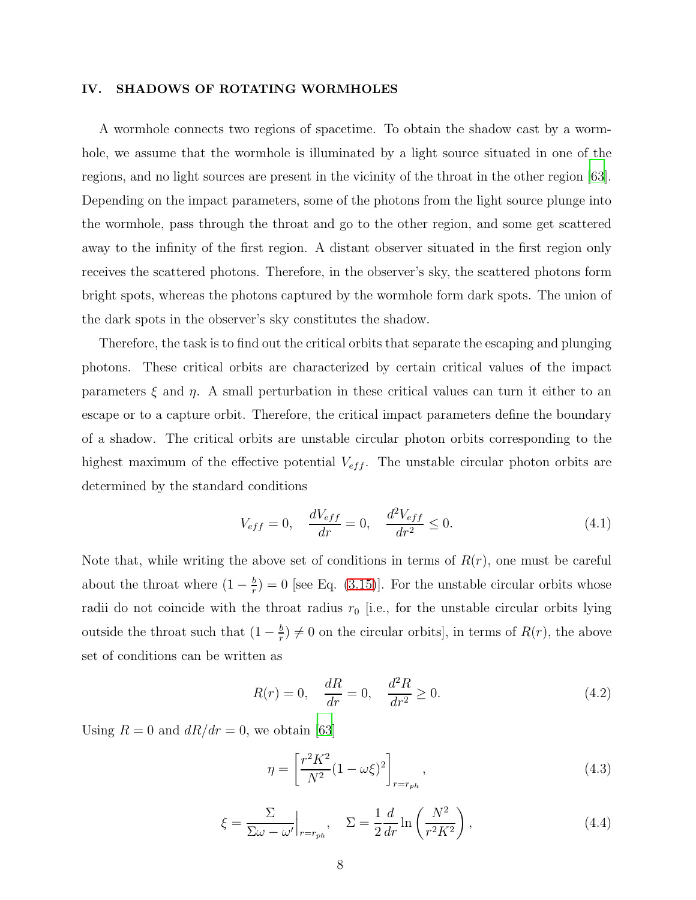## IV. SHADOWS OF ROTATING WORMHOLES

A wormhole connects two regions of spacetime. To obtain the shadow cast by a wormhole, we assume that the wormhole is illuminated by a light source situated in one of the regions, and no light sources are present in the vicinity of the throat in the other region [63]. Depending on the impact parameters, some of the photons from the light source plunge into the wormhole, pass through the throat and go to the other region, and some get scattered away to the infinity of the first region. A distant observer situated in the first region only receives the scattered photons. Therefore, in the observer's sky, the scattered photons form bright spots, whereas the photons captured by the wormhole form dark spots. The union of the dark spots in the observer's sky constitutes the shadow.

Therefore, the task is to find out the critical orbits that separate the escaping and plunging photons. These critical orbits are characterized by certain critical values of the impact parameters $\xi$ and $\eta$. A small perturbation in these critical values can turn it either to an escape or to a capture orbit. Therefore, the critical impact parameters define the boundary of a shadow. The critical orbits are unstable circular photon orbits corresponding to the highest maximum of the effective potential $V_{eff}$. The unstable circular photon orbits are determined by the standard conditions

$$V_{eff} = 0, \quad \frac{dV_{eff}}{dr} = 0, \quad \frac{d^2V_{eff}}{dr^2} \leq 0. \tag{4.1}$$

Note that, while writing the above set of conditions in terms of $R(r)$, one must be careful about the throat where $(1 - \frac{b}{r}) = 0$ [see Eq. (3.15)]. For the unstable circular orbits whose radii do not coincide with the throat radius $r_0$ [i.e., for the unstable circular orbits lying outside the throat such that $(1 - \frac{b}{r}) \neq 0$ on the circular orbits], in terms of $R(r)$, the above set of conditions can be written as

$$R(r) = 0, \quad \frac{dR}{dr} = 0, \quad \frac{d^2R}{dr^2} \geq 0. \tag{4.2}$$

Using $R = 0$ and $dR/dr = 0$, we obtain [63]

$$\eta = \left[\frac{r^2K^2}{N^2}(1 - \omega\xi)^2\right]_{r=r_{ph}}, \tag{4.3}$$

$$\xi = \frac{\Sigma}{\Sigma\omega - \omega'}\bigg|_{r=r_{ph}}, \quad \Sigma = \frac{1}{2}\frac{d}{dr}\ln\left(\frac{N^2}{r^2K^2}\right), \tag{4.4}$$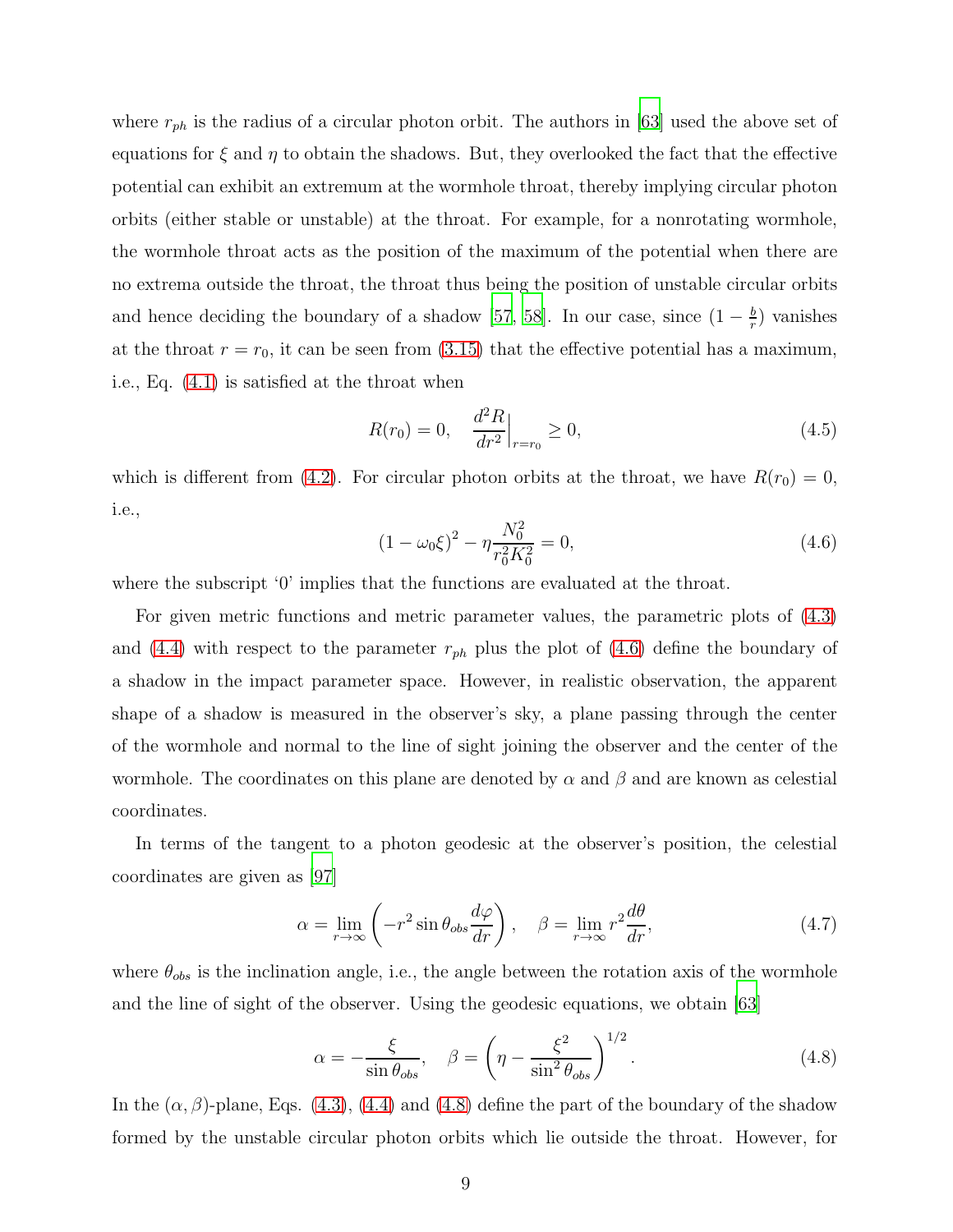where $r_{ph}$ is the radius of a circular photon orbit. The authors in [63] used the above set of equations for $\xi$ and $\eta$ to obtain the shadows. But, they overlooked the fact that the effective potential can exhibit an extremum at the wormhole throat, thereby implying circular photon orbits (either stable or unstable) at the throat. For example, for a nonrotating wormhole, the wormhole throat acts as the position of the maximum of the potential when there are no extrema outside the throat, the throat thus being the position of unstable circular orbits and hence deciding the boundary of a shadow [57, 58]. In our case, since $(1 - \frac{b}{r})$ vanishes at the throat $r = r_0$, it can be seen from (3.15) that the effective potential has a maximum, i.e., Eq. (4.1) is satisfied at the throat when

$$R(r_0) = 0, \quad \frac{d^2 R}{dr^2}\Big|_{r=r_0} \geq 0, \tag{4.5}$$

which is different from (4.2). For circular photon orbits at the throat, we have $R(r_0) = 0$, i.e.,

$$(1 - \omega_0 \xi)^2 - \eta \frac{N_0^2}{r_0^2 K_0^2} = 0, \tag{4.6}$$

where the subscript '0' implies that the functions are evaluated at the throat.

For given metric functions and metric parameter values, the parametric plots of (4.3) and (4.4) with respect to the parameter $r_{ph}$ plus the plot of (4.6) define the boundary of a shadow in the impact parameter space. However, in realistic observation, the apparent shape of a shadow is measured in the observer's sky, a plane passing through the center of the wormhole and normal to the line of sight joining the observer and the center of the wormhole. The coordinates on this plane are denoted by $\alpha$ and $\beta$ and are known as celestial coordinates.

In terms of the tangent to a photon geodesic at the observer's position, the celestial coordinates are given as [97]

$$\alpha = \lim_{r \to \infty} \left( -r^2 \sin \theta_{obs} \frac{d\varphi}{dr} \right), \quad \beta = \lim_{r \to \infty} r^2 \frac{d\theta}{dr}, \tag{4.7}$$

where $\theta_{obs}$ is the inclination angle, i.e., the angle between the rotation axis of the wormhole and the line of sight of the observer. Using the geodesic equations, we obtain [63]

$$\alpha = -\frac{\xi}{\sin \theta_{obs}}, \quad \beta = \left( \eta - \frac{\xi^2}{\sin^2 \theta_{obs}} \right)^{1/2}. \tag{4.8}$$

In the $(\alpha, \beta)$-plane, Eqs. (4.3), (4.4) and (4.8) define the part of the boundary of the shadow formed by the unstable circular photon orbits which lie outside the throat. However, for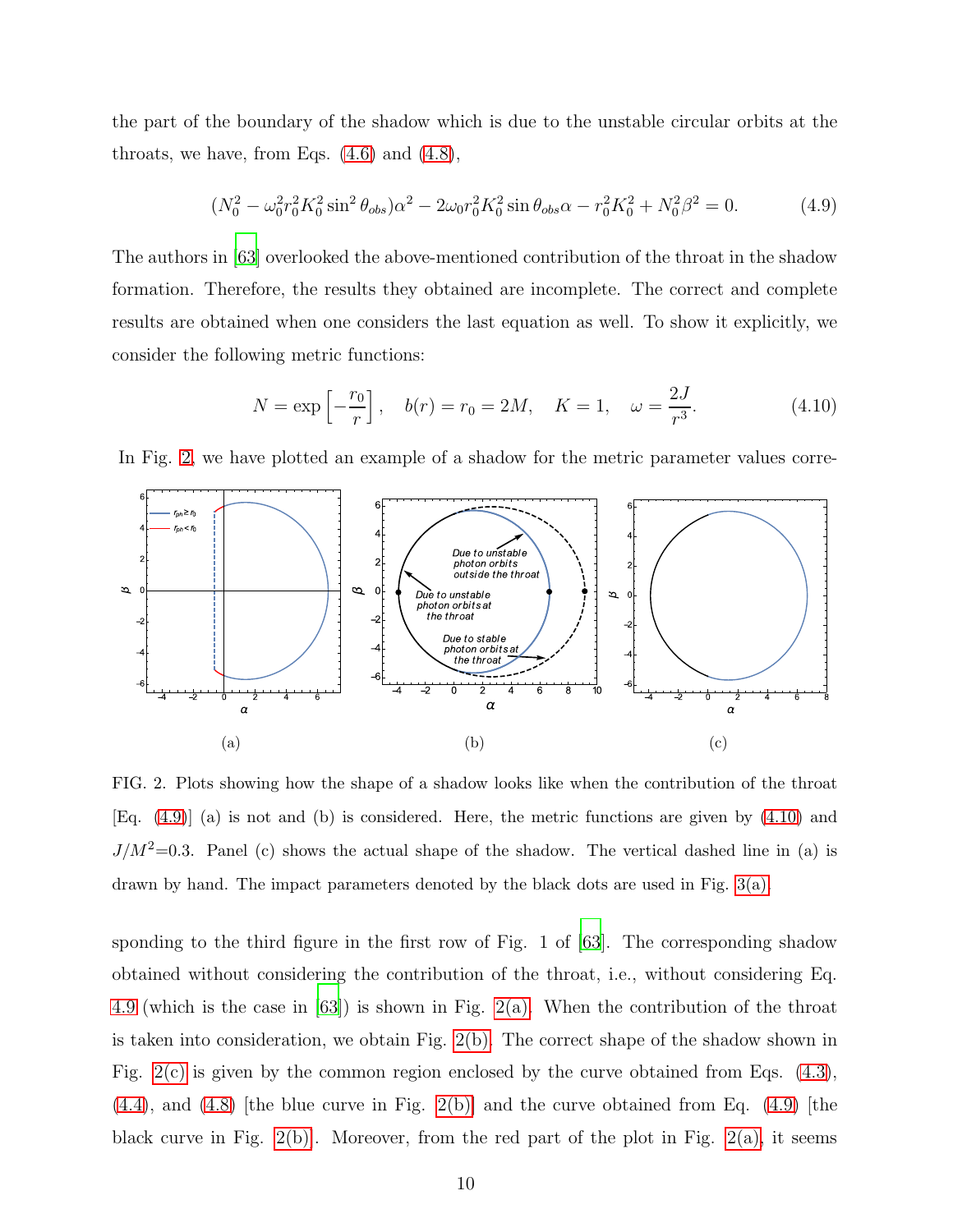the part of the boundary of the shadow which is due to the unstable circular orbits at the throats, we have, from Eqs. (4.6) and (4.8),

$$(N_0^2 - \omega_0^2 r_0^2 K_0^2 \sin^2\theta_{obs})\alpha^2 - 2\omega_0 r_0^2 K_0^2 \sin\theta_{obs}\alpha - r_0^2 K_0^2 + N_0^2\beta^2 = 0. \tag{4.9}$$

The authors in [63] overlooked the above-mentioned contribution of the throat in the shadow formation. Therefore, the results they obtained are incomplete. The correct and complete results are obtained when one considers the last equation as well. To show it explicitly, we consider the following metric functions:

$$N = \exp\left[-\frac{r_0}{r}\right], \quad b(r) = r_0 = 2M, \quad K = 1, \quad \omega = \frac{2J}{r^3}. \tag{4.10}$$

In Fig. 2, we have plotted an example of a shadow for the metric parameter values corresponding to the third figure in the first row of Fig. 1 of [63]. The corresponding shadow obtained without considering the contribution of the throat, i.e., without considering Eq. 4.9 (which is the case in [63]) is shown in Fig. 2(a). When the contribution of the throat is taken into consideration, we obtain Fig. 2(b). The correct shape of the shadow shown in Fig. 2(c) is given by the common region enclosed by the curve obtained from Eqs. (4.3), (4.4), and (4.8) [the blue curve in Fig. 2(b)] and the curve obtained from Eq. (4.9) [the black curve in Fig. 2(b)]. Moreover, from the red part of the plot in Fig. 2(a), it seems

FIG. 2. Plots showing how the shape of a shadow looks like when the contribution of the throat [Eq. (4.9)] (a) is not and (b) is considered. Here, the metric functions are given by (4.10) and $J/M^2$=0.3. Panel (c) shows the actual shape of the shadow. The vertical dashed line in (a) is drawn by hand. The impact parameters denoted by the black dots are used in Fig. 3(a).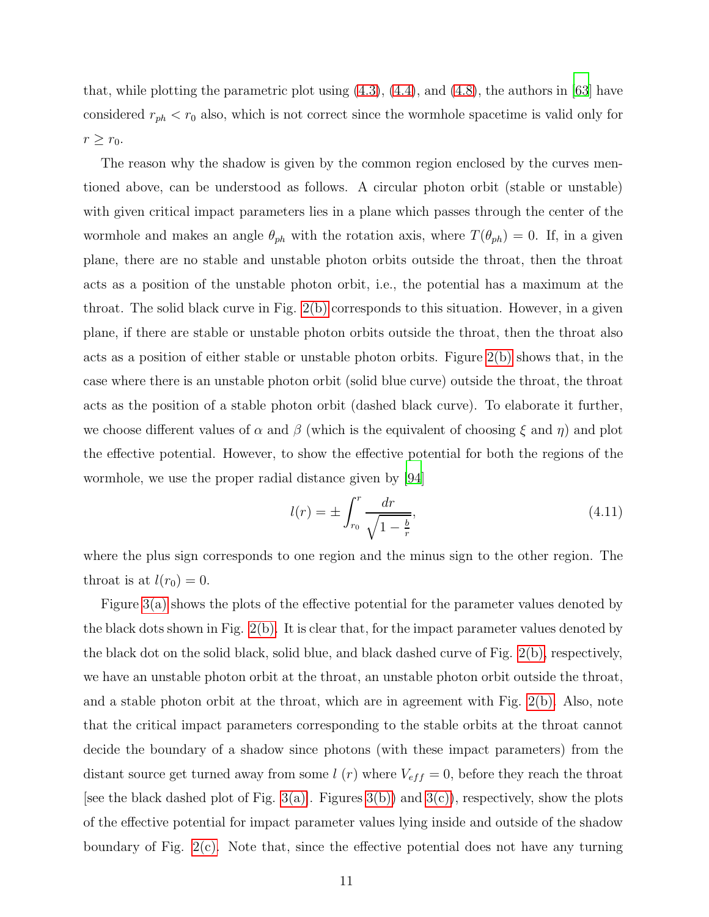that, while plotting the parametric plot using (4.3), (4.4), and (4.8), the authors in [63] have considered $r_{ph} < r_0$ also, which is not correct since the wormhole spacetime is valid only for $r \geq r_0$.

The reason why the shadow is given by the common region enclosed by the curves mentioned above, can be understood as follows. A circular photon orbit (stable or unstable) with given critical impact parameters lies in a plane which passes through the center of the wormhole and makes an angle $\theta_{ph}$ with the rotation axis, where $T(\theta_{ph}) = 0$. If, in a given plane, there are no stable and unstable photon orbits outside the throat, then the throat acts as a position of the unstable photon orbit, i.e., the potential has a maximum at the throat. The solid black curve in Fig. 2(b) corresponds to this situation. However, in a given plane, if there are stable or unstable photon orbits outside the throat, then the throat also acts as a position of either stable or unstable photon orbits. Figure 2(b) shows that, in the case where there is an unstable photon orbit (solid blue curve) outside the throat, the throat acts as the position of a stable photon orbit (dashed black curve). To elaborate it further, we choose different values of $\alpha$ and $\beta$ (which is the equivalent of choosing $\xi$ and $\eta$) and plot the effective potential. However, to show the effective potential for both the regions of the wormhole, we use the proper radial distance given by [94]

$$l(r) = \pm \int_{r_0}^{r} \frac{dr}{\sqrt{1 - \frac{b}{r}}}, \tag{4.11}$$

where the plus sign corresponds to one region and the minus sign to the other region. The throat is at $l(r_0) = 0$.

Figure 3(a) shows the plots of the effective potential for the parameter values denoted by the black dots shown in Fig. 2(b). It is clear that, for the impact parameter values denoted by the black dot on the solid black, solid blue, and black dashed curve of Fig. 2(b), respectively, we have an unstable photon orbit at the throat, an unstable photon orbit outside the throat, and a stable photon orbit at the throat, which are in agreement with Fig. 2(b). Also, note that the critical impact parameters corresponding to the stable orbits at the throat cannot decide the boundary of a shadow since photons (with these impact parameters) from the distant source get turned away from some $l$ ($r$) where $V_{eff} = 0$, before they reach the throat [see the black dashed plot of Fig. 3(a)]. Figures 3(b)) and 3(c)), respectively, show the plots of the effective potential for impact parameter values lying inside and outside of the shadow boundary of Fig. 2(c). Note that, since the effective potential does not have any turning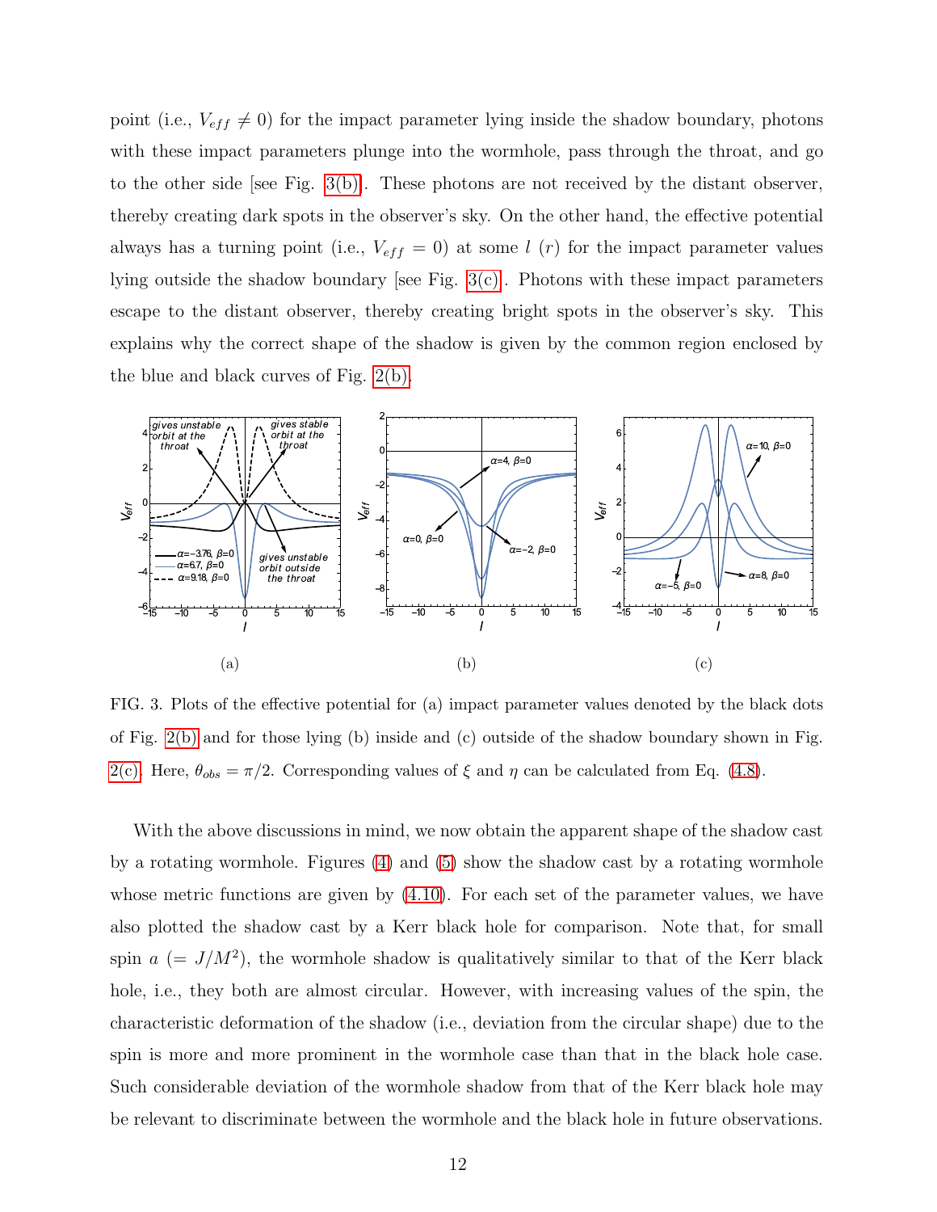point (i.e., $V_{eff} \neq 0$) for the impact parameter lying inside the shadow boundary, photons with these impact parameters plunge into the wormhole, pass through the throat, and go to the other side [see Fig. 3(b)]. These photons are not received by the distant observer, thereby creating dark spots in the observer's sky. On the other hand, the effective potential always has a turning point (i.e., $V_{eff} = 0$) at some $l$ ($r$) for the impact parameter values lying outside the shadow boundary [see Fig. 3(c)]. Photons with these impact parameters escape to the distant observer, thereby creating bright spots in the observer's sky. This explains why the correct shape of the shadow is given by the common region enclosed by the blue and black curves of Fig. 2(b).

(a) (b) (c)

FIG. 3. Plots of the effective potential for (a) impact parameter values denoted by the black dots of Fig. 2(b) and for those lying (b) inside and (c) outside of the shadow boundary shown in Fig. 2(c). Here, $\theta_{obs} = \pi/2$. Corresponding values of $\xi$ and $\eta$ can be calculated from Eq. (4.8).

With the above discussions in mind, we now obtain the apparent shape of the shadow cast by a rotating wormhole. Figures (4) and (5) show the shadow cast by a rotating wormhole whose metric functions are given by (4.10). For each set of the parameter values, we have also plotted the shadow cast by a Kerr black hole for comparison. Note that, for small spin $a$ ($= J/M^2$), the wormhole shadow is qualitatively similar to that of the Kerr black hole, i.e., they both are almost circular. However, with increasing values of the spin, the characteristic deformation of the shadow (i.e., deviation from the circular shape) due to the spin is more and more prominent in the wormhole case than that in the black hole case. Such considerable deviation of the wormhole shadow from that of the Kerr black hole may be relevant to discriminate between the wormhole and the black hole in future observations.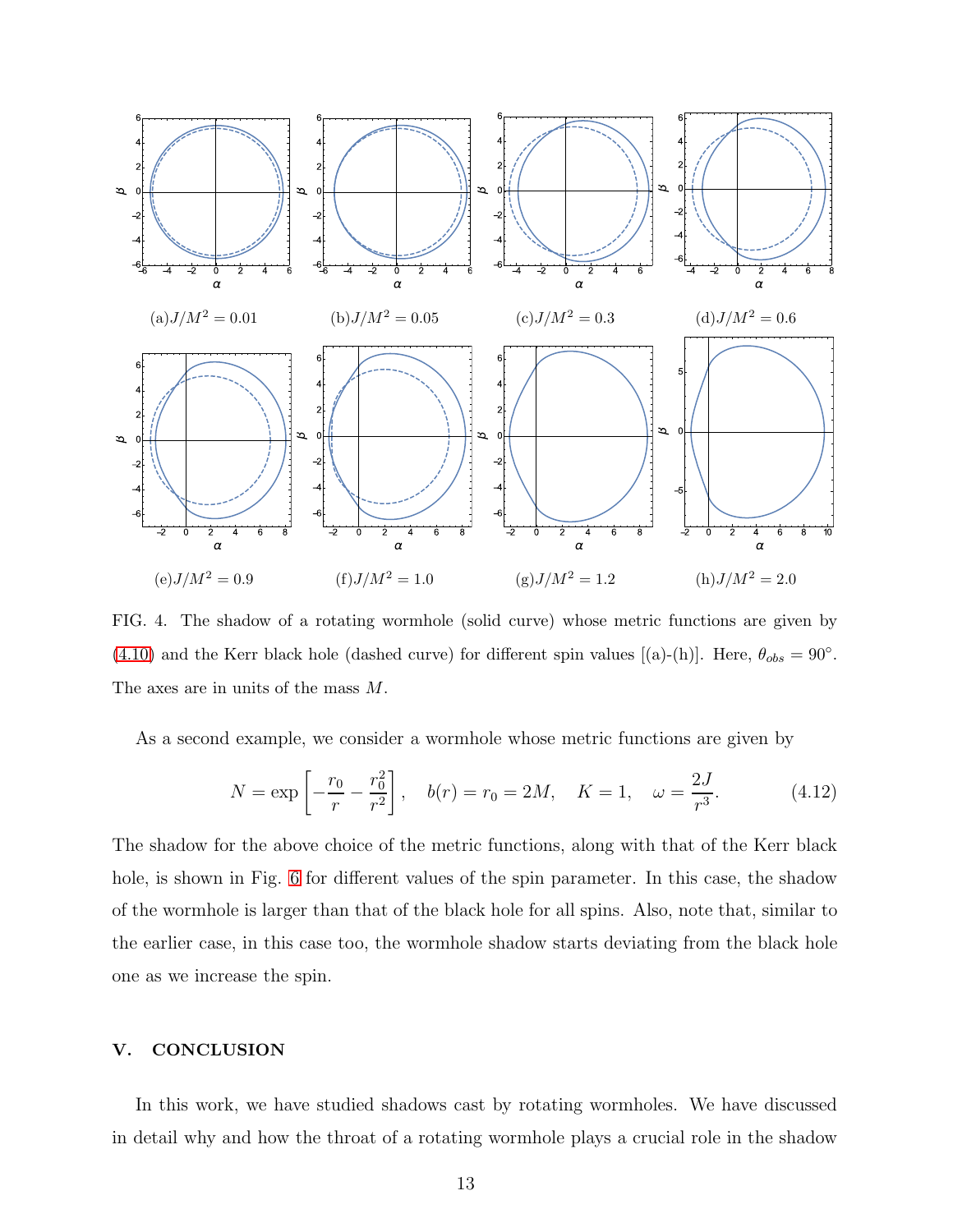(a) $J/M^2 = 0.01$ (b) $J/M^2 = 0.05$ (c) $J/M^2 = 0.3$ (d) $J/M^2 = 0.6$

(e) $J/M^2 = 0.9$ (f) $J/M^2 = 1.0$ (g) $J/M^2 = 1.2$ (h) $J/M^2 = 2.0$

FIG. 4. The shadow of a rotating wormhole (solid curve) whose metric functions are given by (4.10) and the Kerr black hole (dashed curve) for different spin values [(a)-(h)]. Here, $\theta_{obs} = 90°$. The axes are in units of the mass $M$.

As a second example, we consider a wormhole whose metric functions are given by

$$N = \exp\left[-\frac{r_0}{r} - \frac{r_0^2}{r^2}\right], \quad b(r) = r_0 = 2M, \quad K = 1, \quad \omega = \frac{2J}{r^3}. \tag{4.12}$$

The shadow for the above choice of the metric functions, along with that of the Kerr black hole, is shown in Fig. 6 for different values of the spin parameter. In this case, the shadow of the wormhole is larger than that of the black hole for all spins. Also, note that, similar to the earlier case, in this case too, the wormhole shadow starts deviating from the black hole one as we increase the spin.

## V. CONCLUSION

In this work, we have studied shadows cast by rotating wormholes. We have discussed in detail why and how the throat of a rotating wormhole plays a crucial role in the shadow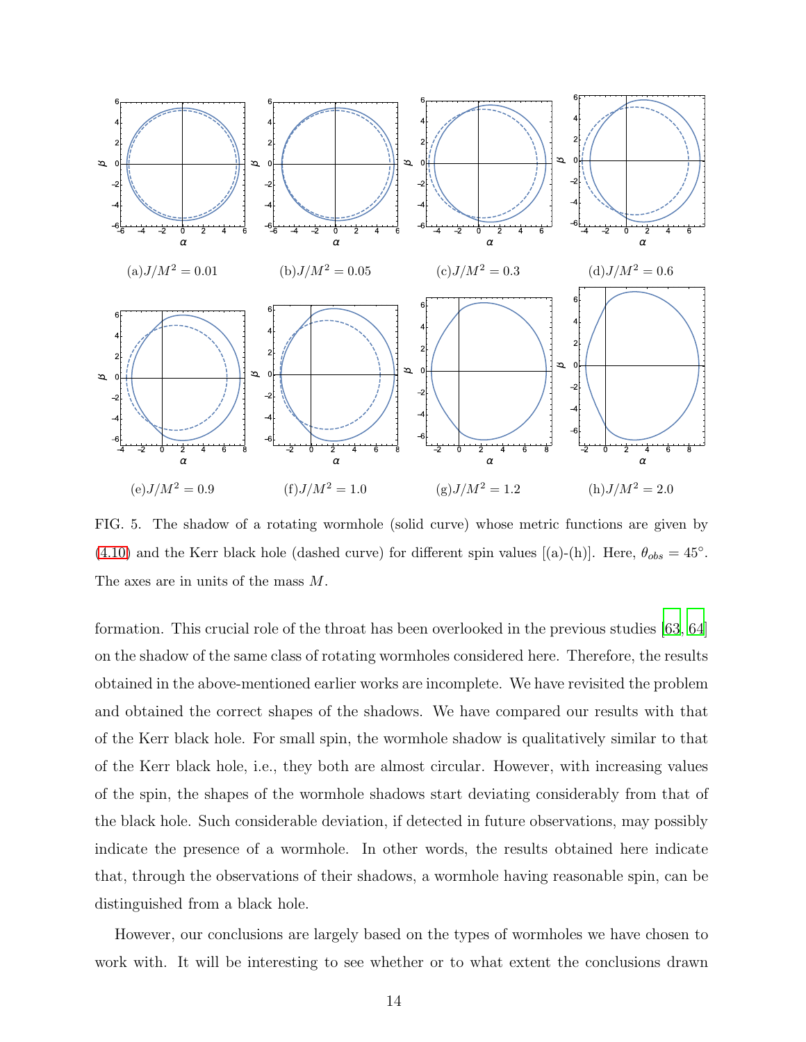(a) $J/M^2 = 0.01$ (b) $J/M^2 = 0.05$ (c) $J/M^2 = 0.3$ (d) $J/M^2 = 0.6$

(e) $J/M^2 = 0.9$ (f) $J/M^2 = 1.0$ (g) $J/M^2 = 1.2$ (h) $J/M^2 = 2.0$

FIG. 5. The shadow of a rotating wormhole (solid curve) whose metric functions are given by (4.10) and the Kerr black hole (dashed curve) for different spin values [(a)-(h)]. Here, $\theta_{obs} = 45°$. The axes are in units of the mass $M$.

formation. This crucial role of the throat has been overlooked in the previous studies [63, 64] on the shadow of the same class of rotating wormholes considered here. Therefore, the results obtained in the above-mentioned earlier works are incomplete. We have revisited the problem and obtained the correct shapes of the shadows. We have compared our results with that of the Kerr black hole. For small spin, the wormhole shadow is qualitatively similar to that of the Kerr black hole, i.e., they both are almost circular. However, with increasing values of the spin, the shapes of the wormhole shadows start deviating considerably from that of the black hole. Such considerable deviation, if detected in future observations, may possibly indicate the presence of a wormhole. In other words, the results obtained here indicate that, through the observations of their shadows, a wormhole having reasonable spin, can be distinguished from a black hole.

However, our conclusions are largely based on the types of wormholes we have chosen to work with. It will be interesting to see whether or to what extent the conclusions drawn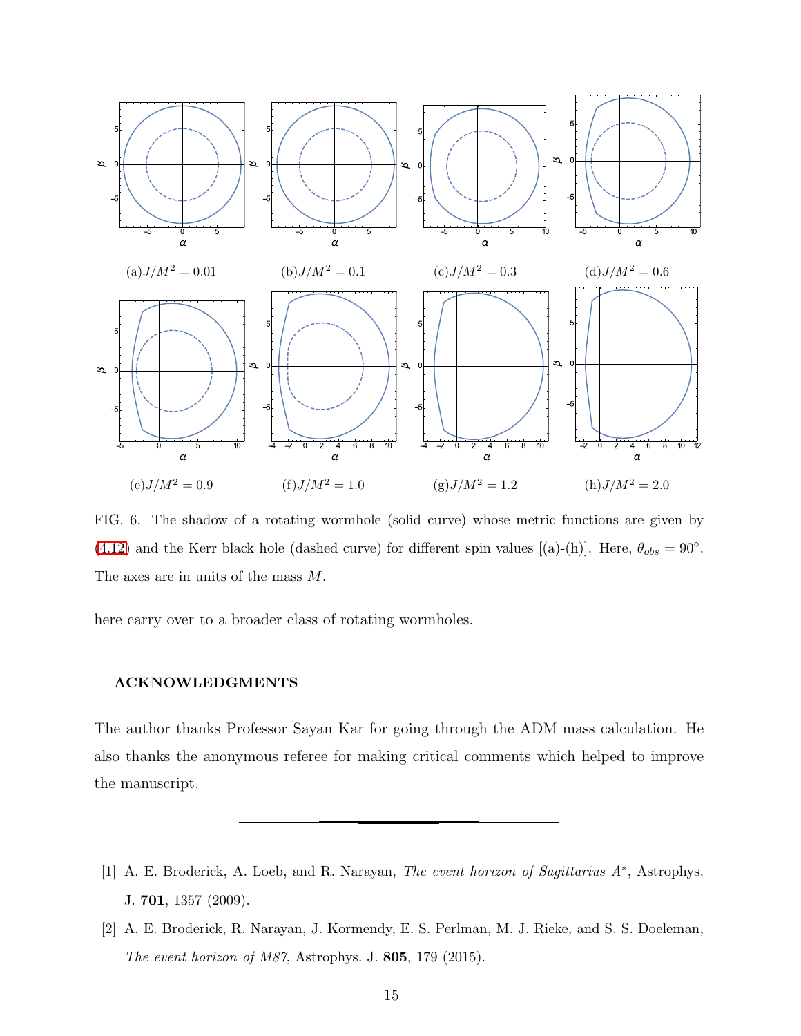(a) $J/M^2 = 0.01$ (b) $J/M^2 = 0.1$ (c) $J/M^2 = 0.3$ (d) $J/M^2 = 0.6$

(e) $J/M^2 = 0.9$ (f) $J/M^2 = 1.0$ (g) $J/M^2 = 1.2$ (h) $J/M^2 = 2.0$

FIG. 6. The shadow of a rotating wormhole (solid curve) whose metric functions are given by (4.12) and the Kerr black hole (dashed curve) for different spin values [(a)-(h)]. Here, $\theta_{obs} = 90°$. The axes are in units of the mass $M$.

here carry over to a broader class of rotating wormholes.

## ACKNOWLEDGMENTS

The author thanks Professor Sayan Kar for going through the ADM mass calculation. He also thanks the anonymous referee for making critical comments which helped to improve the manuscript.

---

[1] A. E. Broderick, A. Loeb, and R. Narayan, *The event horizon of Sagittarius A\**, Astrophys. J. **701**, 1357 (2009).

[2] A. E. Broderick, R. Narayan, J. Kormendy, E. S. Perlman, M. J. Rieke, and S. S. Doeleman, *The event horizon of M87*, Astrophys. J. **805**, 179 (2015).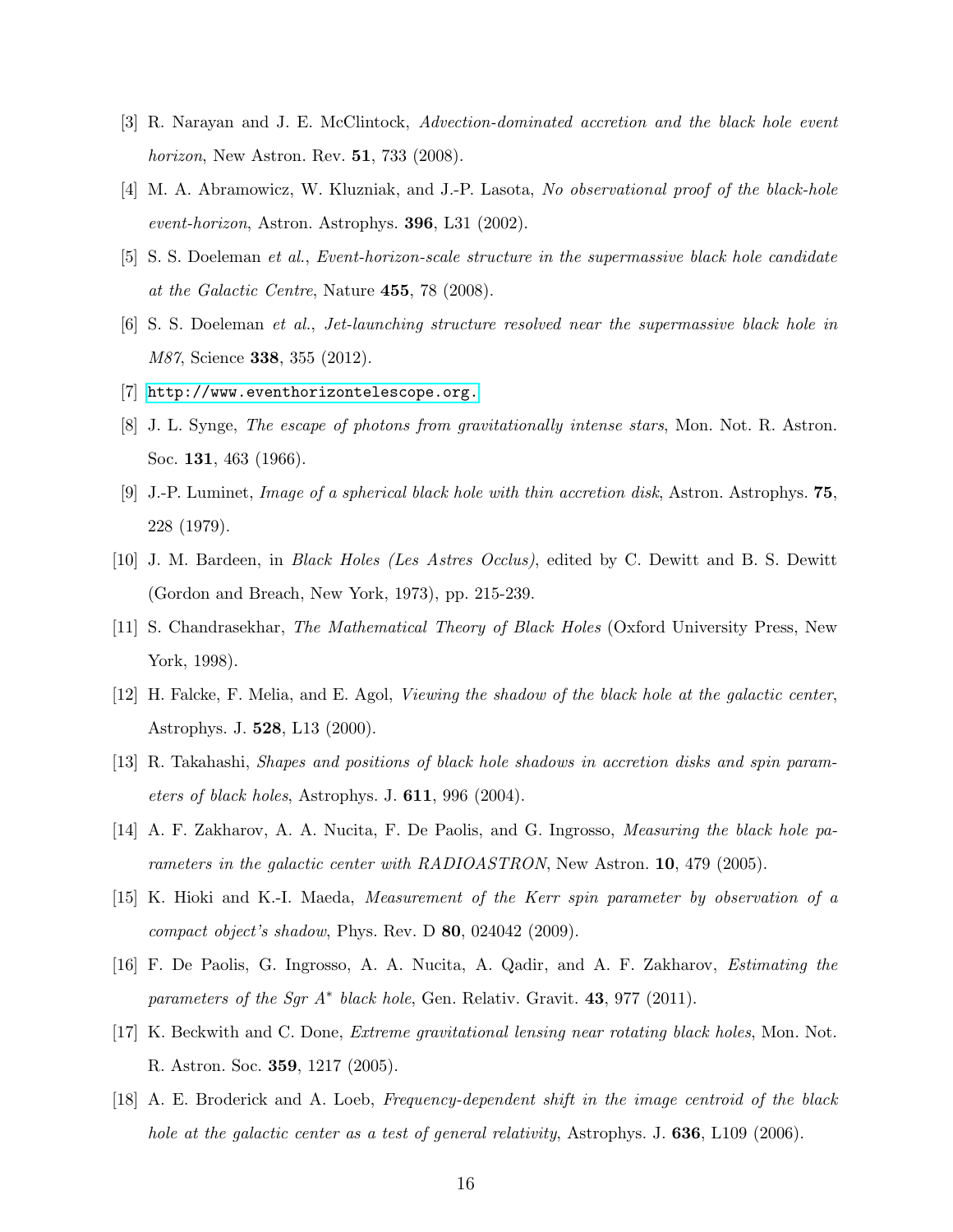[3] R. Narayan and J. E. McClintock, *Advection-dominated accretion and the black hole event horizon*, New Astron. Rev. **51**, 733 (2008).

[4] M. A. Abramowicz, W. Kluzniak, and J.-P. Lasota, *No observational proof of the black-hole event-horizon*, Astron. Astrophys. **396**, L31 (2002).

[5] S. S. Doeleman *et al.*, *Event-horizon-scale structure in the supermassive black hole candidate at the Galactic Centre*, Nature **455**, 78 (2008).

[6] S. S. Doeleman *et al.*, *Jet-launching structure resolved near the supermassive black hole in M87*, Science **338**, 355 (2012).

[7] http://www.eventhorizontelescope.org.

[8] J. L. Synge, *The escape of photons from gravitationally intense stars*, Mon. Not. R. Astron. Soc. **131**, 463 (1966).

[9] J.-P. Luminet, *Image of a spherical black hole with thin accretion disk*, Astron. Astrophys. **75**, 228 (1979).

[10] J. M. Bardeen, in *Black Holes (Les Astres Occlus)*, edited by C. Dewitt and B. S. Dewitt (Gordon and Breach, New York, 1973), pp. 215-239.

[11] S. Chandrasekhar, *The Mathematical Theory of Black Holes* (Oxford University Press, New York, 1998).

[12] H. Falcke, F. Melia, and E. Agol, *Viewing the shadow of the black hole at the galactic center*, Astrophys. J. **528**, L13 (2000).

[13] R. Takahashi, *Shapes and positions of black hole shadows in accretion disks and spin parameters of black holes*, Astrophys. J. **611**, 996 (2004).

[14] A. F. Zakharov, A. A. Nucita, F. De Paolis, and G. Ingrosso, *Measuring the black hole parameters in the galactic center with RADIOASTRON*, New Astron. **10**, 479 (2005).

[15] K. Hioki and K.-I. Maeda, *Measurement of the Kerr spin parameter by observation of a compact object's shadow*, Phys. Rev. D **80**, 024042 (2009).

[16] F. De Paolis, G. Ingrosso, A. A. Nucita, A. Qadir, and A. F. Zakharov, *Estimating the parameters of the Sgr A$^*$ black hole*, Gen. Relativ. Gravit. **43**, 977 (2011).

[17] K. Beckwith and C. Done, *Extreme gravitational lensing near rotating black holes*, Mon. Not. R. Astron. Soc. **359**, 1217 (2005).

[18] A. E. Broderick and A. Loeb, *Frequency-dependent shift in the image centroid of the black hole at the galactic center as a test of general relativity*, Astrophys. J. **636**, L109 (2006).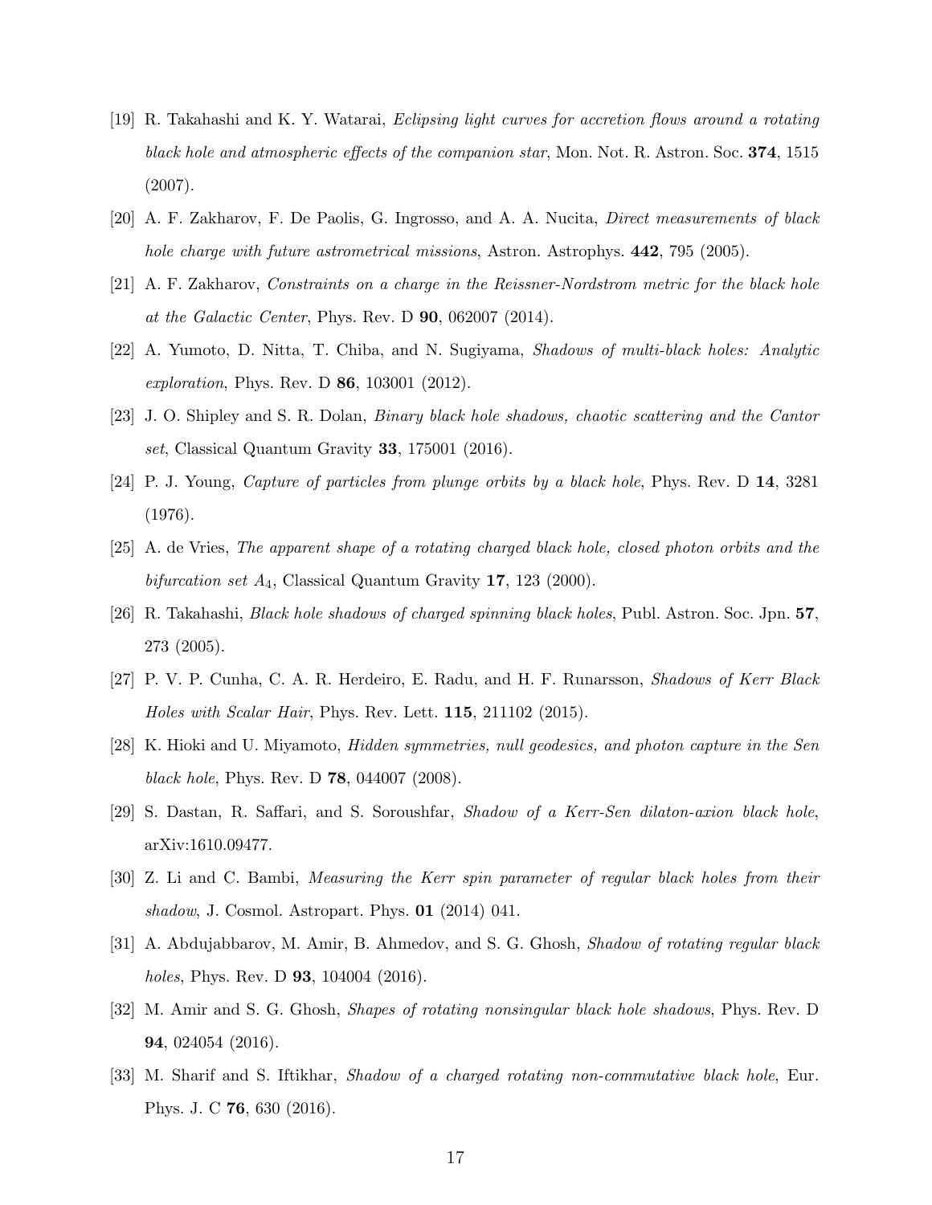[19] R. Takahashi and K. Y. Watarai, *Eclipsing light curves for accretion flows around a rotating black hole and atmospheric effects of the companion star*, Mon. Not. R. Astron. Soc. **374**, 1515 (2007).

[20] A. F. Zakharov, F. De Paolis, G. Ingrosso, and A. A. Nucita, *Direct measurements of black hole charge with future astrometrical missions*, Astron. Astrophys. **442**, 795 (2005).

[21] A. F. Zakharov, *Constraints on a charge in the Reissner-Nordstrom metric for the black hole at the Galactic Center*, Phys. Rev. D **90**, 062007 (2014).

[22] A. Yumoto, D. Nitta, T. Chiba, and N. Sugiyama, *Shadows of multi-black holes: Analytic exploration*, Phys. Rev. D **86**, 103001 (2012).

[23] J. O. Shipley and S. R. Dolan, *Binary black hole shadows, chaotic scattering and the Cantor set*, Classical Quantum Gravity **33**, 175001 (2016).

[24] P. J. Young, *Capture of particles from plunge orbits by a black hole*, Phys. Rev. D **14**, 3281 (1976).

[25] A. de Vries, *The apparent shape of a rotating charged black hole, closed photon orbits and the bifurcation set* $A_4$, Classical Quantum Gravity **17**, 123 (2000).

[26] R. Takahashi, *Black hole shadows of charged spinning black holes*, Publ. Astron. Soc. Jpn. **57**, 273 (2005).

[27] P. V. P. Cunha, C. A. R. Herdeiro, E. Radu, and H. F. Runarsson, *Shadows of Kerr Black Holes with Scalar Hair*, Phys. Rev. Lett. **115**, 211102 (2015).

[28] K. Hioki and U. Miyamoto, *Hidden symmetries, null geodesics, and photon capture in the Sen black hole*, Phys. Rev. D **78**, 044007 (2008).

[29] S. Dastan, R. Saffari, and S. Soroushfar, *Shadow of a Kerr-Sen dilaton-axion black hole*, arXiv:1610.09477.

[30] Z. Li and C. Bambi, *Measuring the Kerr spin parameter of regular black holes from their shadow*, J. Cosmol. Astropart. Phys. **01** (2014) 041.

[31] A. Abdujabbarov, M. Amir, B. Ahmedov, and S. G. Ghosh, *Shadow of rotating regular black holes*, Phys. Rev. D **93**, 104004 (2016).

[32] M. Amir and S. G. Ghosh, *Shapes of rotating nonsingular black hole shadows*, Phys. Rev. D **94**, 024054 (2016).

[33] M. Sharif and S. Iftikhar, *Shadow of a charged rotating non-commutative black hole*, Eur. Phys. J. C **76**, 630 (2016).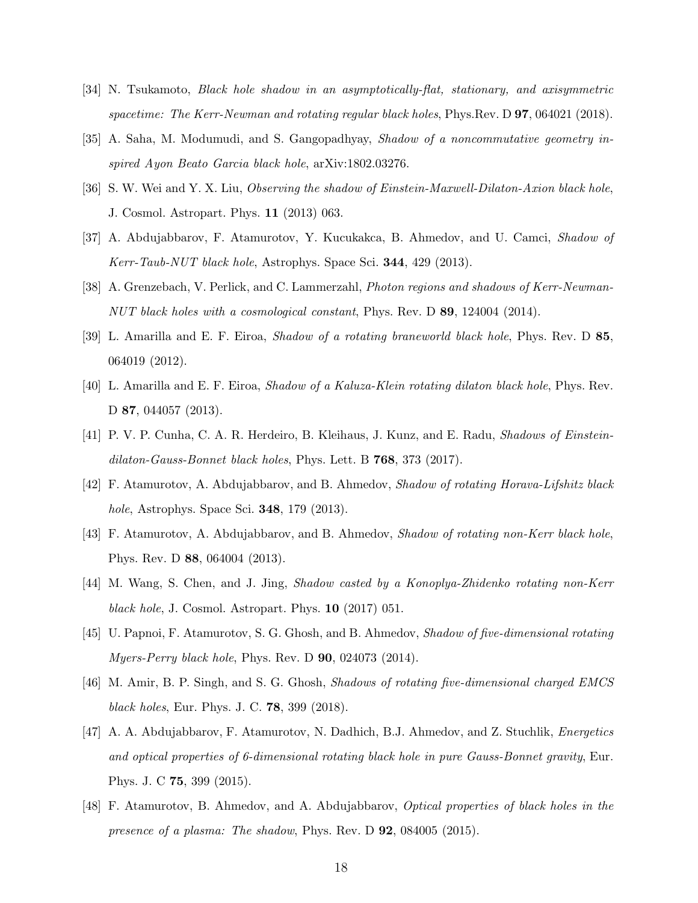[34] N. Tsukamoto, *Black hole shadow in an asymptotically-flat, stationary, and axisymmetric spacetime: The Kerr-Newman and rotating regular black holes*, Phys.Rev. D **97**, 064021 (2018).

[35] A. Saha, M. Modumudi, and S. Gangopadhyay, *Shadow of a noncommutative geometry inspired Ayon Beato Garcia black hole*, arXiv:1802.03276.

[36] S. W. Wei and Y. X. Liu, *Observing the shadow of Einstein-Maxwell-Dilaton-Axion black hole*, J. Cosmol. Astropart. Phys. **11** (2013) 063.

[37] A. Abdujabbarov, F. Atamurotov, Y. Kucukakca, B. Ahmedov, and U. Camci, *Shadow of Kerr-Taub-NUT black hole*, Astrophys. Space Sci. **344**, 429 (2013).

[38] A. Grenzebach, V. Perlick, and C. Lammerzahl, *Photon regions and shadows of Kerr-Newman-NUT black holes with a cosmological constant*, Phys. Rev. D **89**, 124004 (2014).

[39] L. Amarilla and E. F. Eiroa, *Shadow of a rotating braneworld black hole*, Phys. Rev. D **85**, 064019 (2012).

[40] L. Amarilla and E. F. Eiroa, *Shadow of a Kaluza-Klein rotating dilaton black hole*, Phys. Rev. D **87**, 044057 (2013).

[41] P. V. P. Cunha, C. A. R. Herdeiro, B. Kleihaus, J. Kunz, and E. Radu, *Shadows of Einstein-dilaton-Gauss-Bonnet black holes*, Phys. Lett. B **768**, 373 (2017).

[42] F. Atamurotov, A. Abdujabbarov, and B. Ahmedov, *Shadow of rotating Horava-Lifshitz black hole*, Astrophys. Space Sci. **348**, 179 (2013).

[43] F. Atamurotov, A. Abdujabbarov, and B. Ahmedov, *Shadow of rotating non-Kerr black hole*, Phys. Rev. D **88**, 064004 (2013).

[44] M. Wang, S. Chen, and J. Jing, *Shadow casted by a Konoplya-Zhidenko rotating non-Kerr black hole*, J. Cosmol. Astropart. Phys. **10** (2017) 051.

[45] U. Papnoi, F. Atamurotov, S. G. Ghosh, and B. Ahmedov, *Shadow of five-dimensional rotating Myers-Perry black hole*, Phys. Rev. D **90**, 024073 (2014).

[46] M. Amir, B. P. Singh, and S. G. Ghosh, *Shadows of rotating five-dimensional charged EMCS black holes*, Eur. Phys. J. C. **78**, 399 (2018).

[47] A. A. Abdujabbarov, F. Atamurotov, N. Dadhich, B.J. Ahmedov, and Z. Stuchlik, *Energetics and optical properties of 6-dimensional rotating black hole in pure Gauss-Bonnet gravity*, Eur. Phys. J. C **75**, 399 (2015).

[48] F. Atamurotov, B. Ahmedov, and A. Abdujabbarov, *Optical properties of black holes in the presence of a plasma: The shadow*, Phys. Rev. D **92**, 084005 (2015).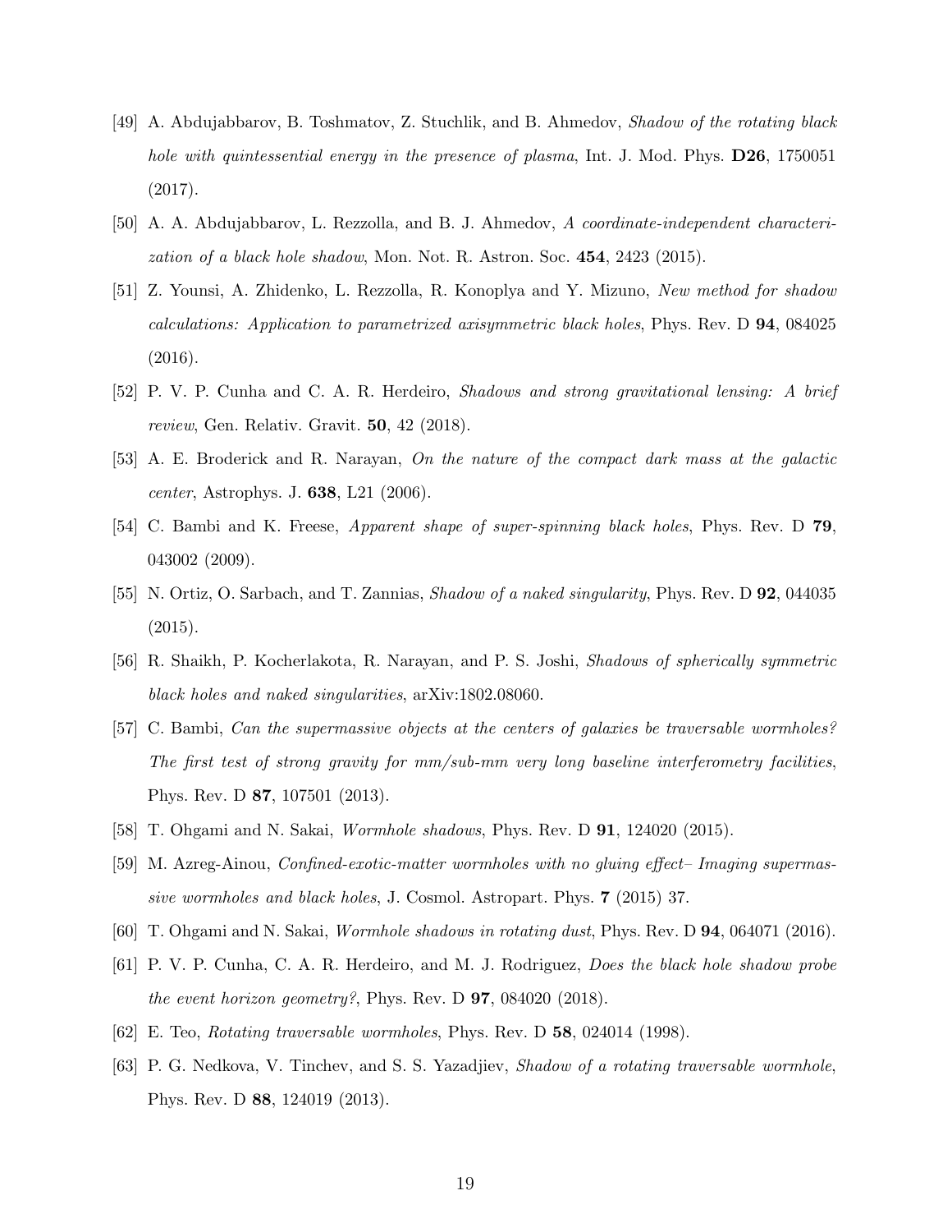[49] A. Abdujabbarov, B. Toshmatov, Z. Stuchlik, and B. Ahmedov, *Shadow of the rotating black hole with quintessential energy in the presence of plasma*, Int. J. Mod. Phys. **D26**, 1750051 (2017).

[50] A. A. Abdujabbarov, L. Rezzolla, and B. J. Ahmedov, *A coordinate-independent characterization of a black hole shadow*, Mon. Not. R. Astron. Soc. **454**, 2423 (2015).

[51] Z. Younsi, A. Zhidenko, L. Rezzolla, R. Konoplya and Y. Mizuno, *New method for shadow calculations: Application to parametrized axisymmetric black holes*, Phys. Rev. D **94**, 084025 (2016).

[52] P. V. P. Cunha and C. A. R. Herdeiro, *Shadows and strong gravitational lensing: A brief review*, Gen. Relativ. Gravit. **50**, 42 (2018).

[53] A. E. Broderick and R. Narayan, *On the nature of the compact dark mass at the galactic center*, Astrophys. J. **638**, L21 (2006).

[54] C. Bambi and K. Freese, *Apparent shape of super-spinning black holes*, Phys. Rev. D **79**, 043002 (2009).

[55] N. Ortiz, O. Sarbach, and T. Zannias, *Shadow of a naked singularity*, Phys. Rev. D **92**, 044035 (2015).

[56] R. Shaikh, P. Kocherlakota, R. Narayan, and P. S. Joshi, *Shadows of spherically symmetric black holes and naked singularities*, arXiv:1802.08060.

[57] C. Bambi, *Can the supermassive objects at the centers of galaxies be traversable wormholes? The first test of strong gravity for mm/sub-mm very long baseline interferometry facilities*, Phys. Rev. D **87**, 107501 (2013).

[58] T. Ohgami and N. Sakai, *Wormhole shadows*, Phys. Rev. D **91**, 124020 (2015).

[59] M. Azreg-Ainou, *Confined-exotic-matter wormholes with no gluing effect– Imaging supermassive wormholes and black holes*, J. Cosmol. Astropart. Phys. **7** (2015) 37.

[60] T. Ohgami and N. Sakai, *Wormhole shadows in rotating dust*, Phys. Rev. D **94**, 064071 (2016).

[61] P. V. P. Cunha, C. A. R. Herdeiro, and M. J. Rodriguez, *Does the black hole shadow probe the event horizon geometry?*, Phys. Rev. D **97**, 084020 (2018).

[62] E. Teo, *Rotating traversable wormholes*, Phys. Rev. D **58**, 024014 (1998).

[63] P. G. Nedkova, V. Tinchev, and S. S. Yazadjiev, *Shadow of a rotating traversable wormhole*, Phys. Rev. D **88**, 124019 (2013).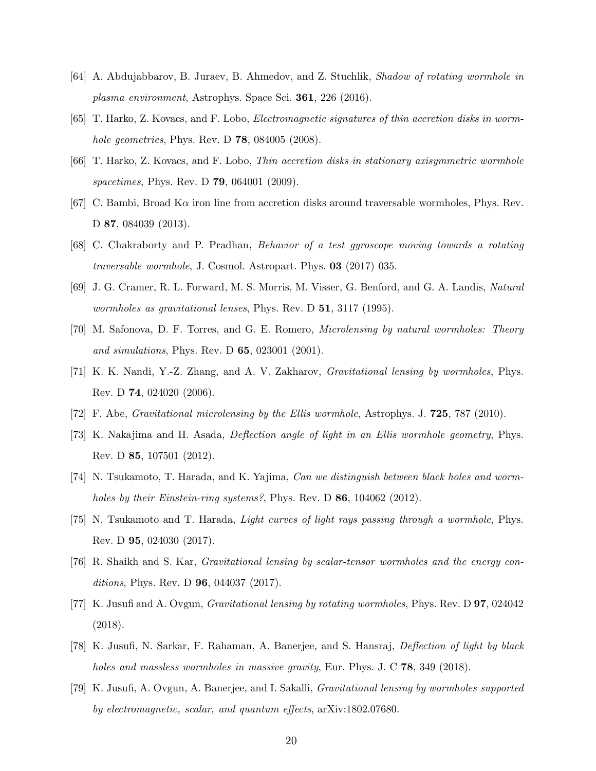[64] A. Abdujabbarov, B. Juraev, B. Ahmedov, and Z. Stuchlik, *Shadow of rotating wormhole in plasma environment*, Astrophys. Space Sci. **361**, 226 (2016).

[65] T. Harko, Z. Kovacs, and F. Lobo, *Electromagnetic signatures of thin accretion disks in wormhole geometries*, Phys. Rev. D **78**, 084005 (2008).

[66] T. Harko, Z. Kovacs, and F. Lobo, *Thin accretion disks in stationary axisymmetric wormhole spacetimes*, Phys. Rev. D **79**, 064001 (2009).

[67] C. Bambi, Broad K$\alpha$ iron line from accretion disks around traversable wormholes, Phys. Rev. D **87**, 084039 (2013).

[68] C. Chakraborty and P. Pradhan, *Behavior of a test gyroscope moving towards a rotating traversable wormhole*, J. Cosmol. Astropart. Phys. **03** (2017) 035.

[69] J. G. Cramer, R. L. Forward, M. S. Morris, M. Visser, G. Benford, and G. A. Landis, *Natural wormholes as gravitational lenses*, Phys. Rev. D **51**, 3117 (1995).

[70] M. Safonova, D. F. Torres, and G. E. Romero, *Microlensing by natural wormholes: Theory and simulations*, Phys. Rev. D **65**, 023001 (2001).

[71] K. K. Nandi, Y.-Z. Zhang, and A. V. Zakharov, *Gravitational lensing by wormholes*, Phys. Rev. D **74**, 024020 (2006).

[72] F. Abe, *Gravitational microlensing by the Ellis wormhole*, Astrophys. J. **725**, 787 (2010).

[73] K. Nakajima and H. Asada, *Deflection angle of light in an Ellis wormhole geometry*, Phys. Rev. D **85**, 107501 (2012).

[74] N. Tsukamoto, T. Harada, and K. Yajima, *Can we distinguish between black holes and wormholes by their Einstein-ring systems?*, Phys. Rev. D **86**, 104062 (2012).

[75] N. Tsukamoto and T. Harada, *Light curves of light rays passing through a wormhole*, Phys. Rev. D **95**, 024030 (2017).

[76] R. Shaikh and S. Kar, *Gravitational lensing by scalar-tensor wormholes and the energy conditions*, Phys. Rev. D **96**, 044037 (2017).

[77] K. Jusufi and A. Ovgun, *Gravitational lensing by rotating wormholes*, Phys. Rev. D **97**, 024042 (2018).

[78] K. Jusufi, N. Sarkar, F. Rahaman, A. Banerjee, and S. Hansraj, *Deflection of light by black holes and massless wormholes in massive gravity*, Eur. Phys. J. C **78**, 349 (2018).

[79] K. Jusufi, A. Ovgun, A. Banerjee, and I. Sakalli, *Gravitational lensing by wormholes supported by electromagnetic, scalar, and quantum effects*, arXiv:1802.07680.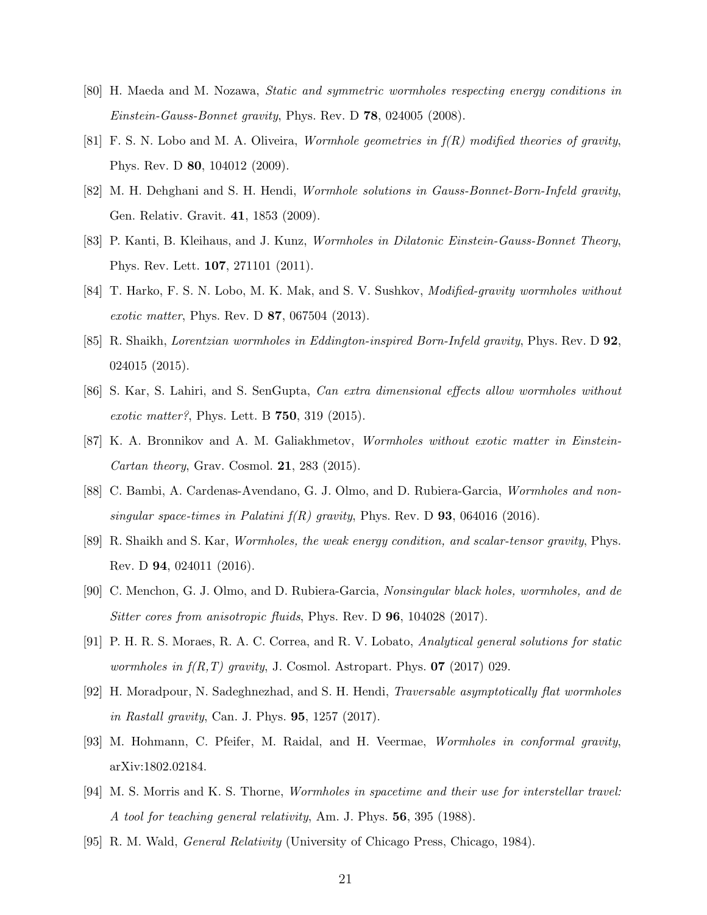[80] H. Maeda and M. Nozawa, *Static and symmetric wormholes respecting energy conditions in Einstein-Gauss-Bonnet gravity*, Phys. Rev. D **78**, 024005 (2008).

[81] F. S. N. Lobo and M. A. Oliveira, *Wormhole geometries in f(R) modified theories of gravity*, Phys. Rev. D **80**, 104012 (2009).

[82] M. H. Dehghani and S. H. Hendi, *Wormhole solutions in Gauss-Bonnet-Born-Infeld gravity*, Gen. Relativ. Gravit. **41**, 1853 (2009).

[83] P. Kanti, B. Kleihaus, and J. Kunz, *Wormholes in Dilatonic Einstein-Gauss-Bonnet Theory*, Phys. Rev. Lett. **107**, 271101 (2011).

[84] T. Harko, F. S. N. Lobo, M. K. Mak, and S. V. Sushkov, *Modified-gravity wormholes without exotic matter*, Phys. Rev. D **87**, 067504 (2013).

[85] R. Shaikh, *Lorentzian wormholes in Eddington-inspired Born-Infeld gravity*, Phys. Rev. D **92**, 024015 (2015).

[86] S. Kar, S. Lahiri, and S. SenGupta, *Can extra dimensional effects allow wormholes without exotic matter?*, Phys. Lett. B **750**, 319 (2015).

[87] K. A. Bronnikov and A. M. Galiakhmetov, *Wormholes without exotic matter in Einstein-Cartan theory*, Grav. Cosmol. **21**, 283 (2015).

[88] C. Bambi, A. Cardenas-Avendano, G. J. Olmo, and D. Rubiera-Garcia, *Wormholes and non-singular space-times in Palatini f(R) gravity*, Phys. Rev. D **93**, 064016 (2016).

[89] R. Shaikh and S. Kar, *Wormholes, the weak energy condition, and scalar-tensor gravity*, Phys. Rev. D **94**, 024011 (2016).

[90] C. Menchon, G. J. Olmo, and D. Rubiera-Garcia, *Nonsingular black holes, wormholes, and de Sitter cores from anisotropic fluids*, Phys. Rev. D **96**, 104028 (2017).

[91] P. H. R. S. Moraes, R. A. C. Correa, and R. V. Lobato, *Analytical general solutions for static wormholes in f(R,T) gravity*, J. Cosmol. Astropart. Phys. **07** (2017) 029.

[92] H. Moradpour, N. Sadeghnezhad, and S. H. Hendi, *Traversable asymptotically flat wormholes in Rastall gravity*, Can. J. Phys. **95**, 1257 (2017).

[93] M. Hohmann, C. Pfeifer, M. Raidal, and H. Veermae, *Wormholes in conformal gravity*, arXiv:1802.02184.

[94] M. S. Morris and K. S. Thorne, *Wormholes in spacetime and their use for interstellar travel: A tool for teaching general relativity*, Am. J. Phys. **56**, 395 (1988).

[95] R. M. Wald, *General Relativity* (University of Chicago Press, Chicago, 1984).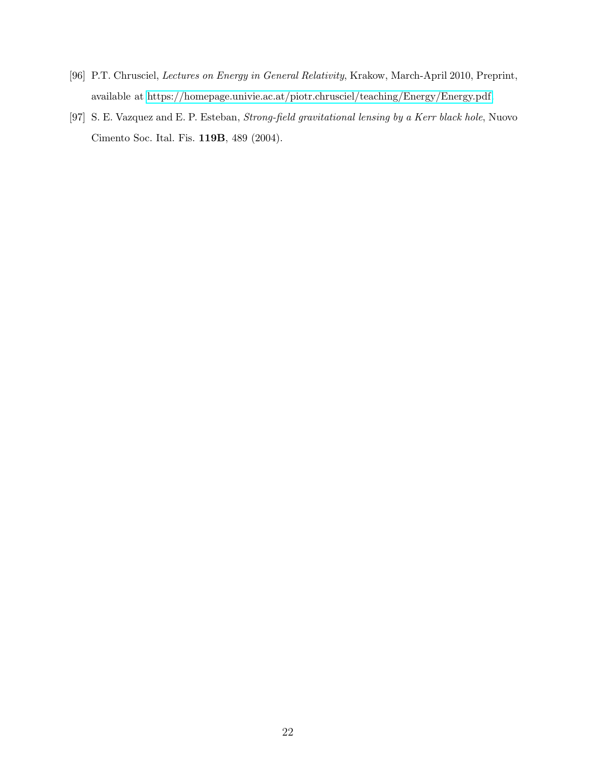[96] P.T. Chrusciel, *Lectures on Energy in General Relativity*, Krakow, March-April 2010, Preprint, available at https://homepage.univie.ac.at/piotr.chrusciel/teaching/Energy/Energy.pdf

[97] S. E. Vazquez and E. P. Esteban, *Strong-field gravitational lensing by a Kerr black hole*, Nuovo Cimento Soc. Ital. Fis. **119B**, 489 (2004).